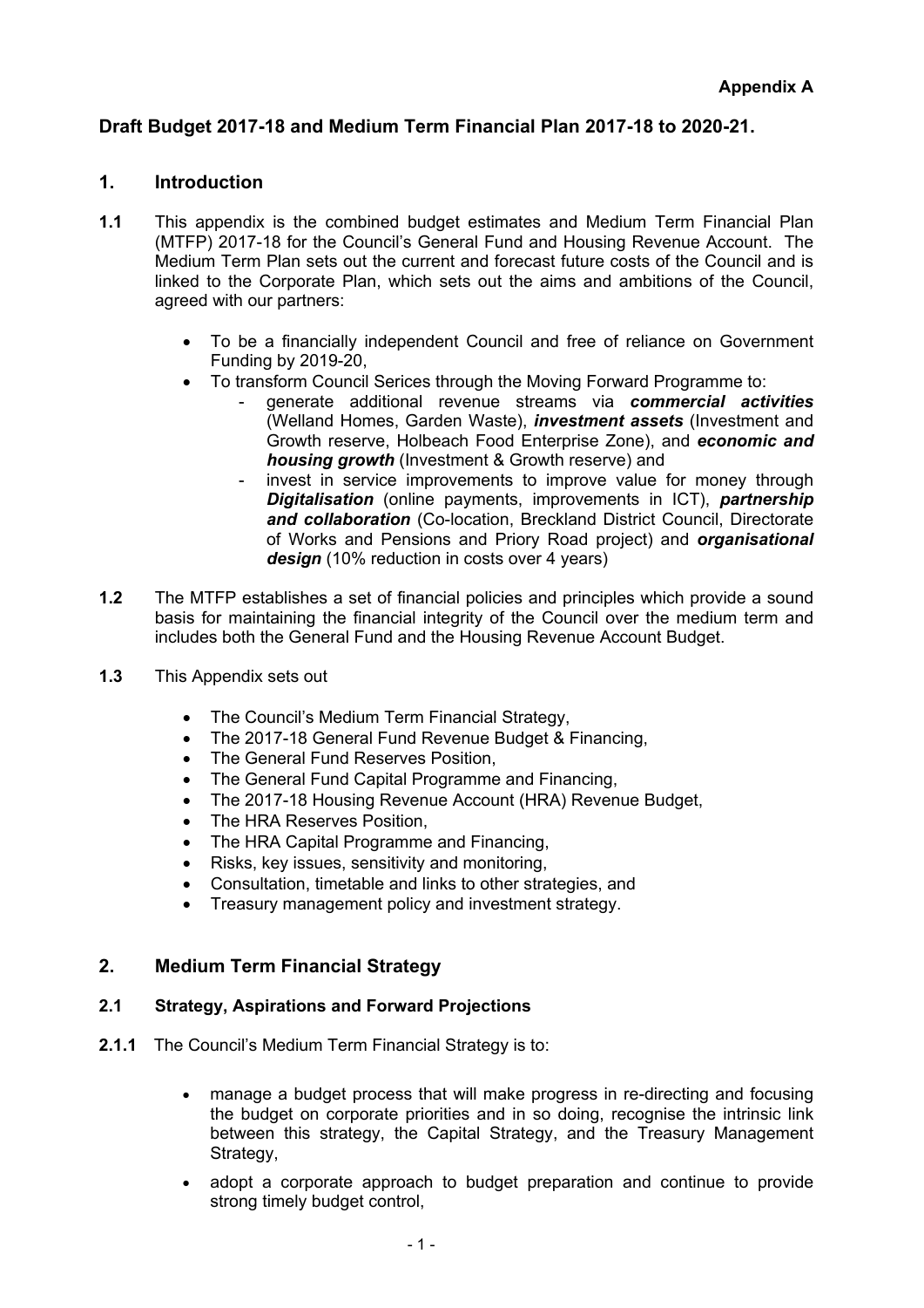**Appendix A**

# Draft Budget 2017-18 and Medium Term Financial Plan 2017-18 to 2020-21.

## 1. Introduction

**1.1** This appendix is the combined budget estimates and Medium Term Financial Plan (MTFP) 2017-18 for the Council's General Fund and Housing Revenue Account. The Medium Term Plan sets out the current and forecast future costs of the Council and is linked to the Corporate Plan, which sets out the aims and ambitions of the Council, agreed with our partners:

- To be a financially independent Council and free of reliance on Government Funding by 2019-20,
- To transform Council Serices through the Moving Forward Programme to:
  - generate additional revenue streams via ***commercial activities*** (Welland Homes, Garden Waste), ***investment assets*** (Investment and Growth reserve, Holbeach Food Enterprise Zone), and ***economic and housing growth*** (Investment & Growth reserve) and
  - invest in service improvements to improve value for money through ***Digitalisation*** (online payments, improvements in ICT), ***partnership and collaboration*** (Co-location, Breckland District Council, Directorate of Works and Pensions and Priory Road project) and ***organisational design*** (10% reduction in costs over 4 years)

**1.2** The MTFP establishes a set of financial policies and principles which provide a sound basis for maintaining the financial integrity of the Council over the medium term and includes both the General Fund and the Housing Revenue Account Budget.

**1.3** This Appendix sets out

- The Council's Medium Term Financial Strategy,
- The 2017-18 General Fund Revenue Budget & Financing,
- The General Fund Reserves Position,
- The General Fund Capital Programme and Financing,
- The 2017-18 Housing Revenue Account (HRA) Revenue Budget,
- The HRA Reserves Position,
- The HRA Capital Programme and Financing,
- Risks, key issues, sensitivity and monitoring,
- Consultation, timetable and links to other strategies, and
- Treasury management policy and investment strategy.

## 2. Medium Term Financial Strategy

### 2.1 Strategy, Aspirations and Forward Projections

**2.1.1** The Council's Medium Term Financial Strategy is to:

- manage a budget process that will make progress in re-directing and focusing the budget on corporate priorities and in so doing, recognise the intrinsic link between this strategy, the Capital Strategy, and the Treasury Management Strategy,
- adopt a corporate approach to budget preparation and continue to provide strong timely budget control,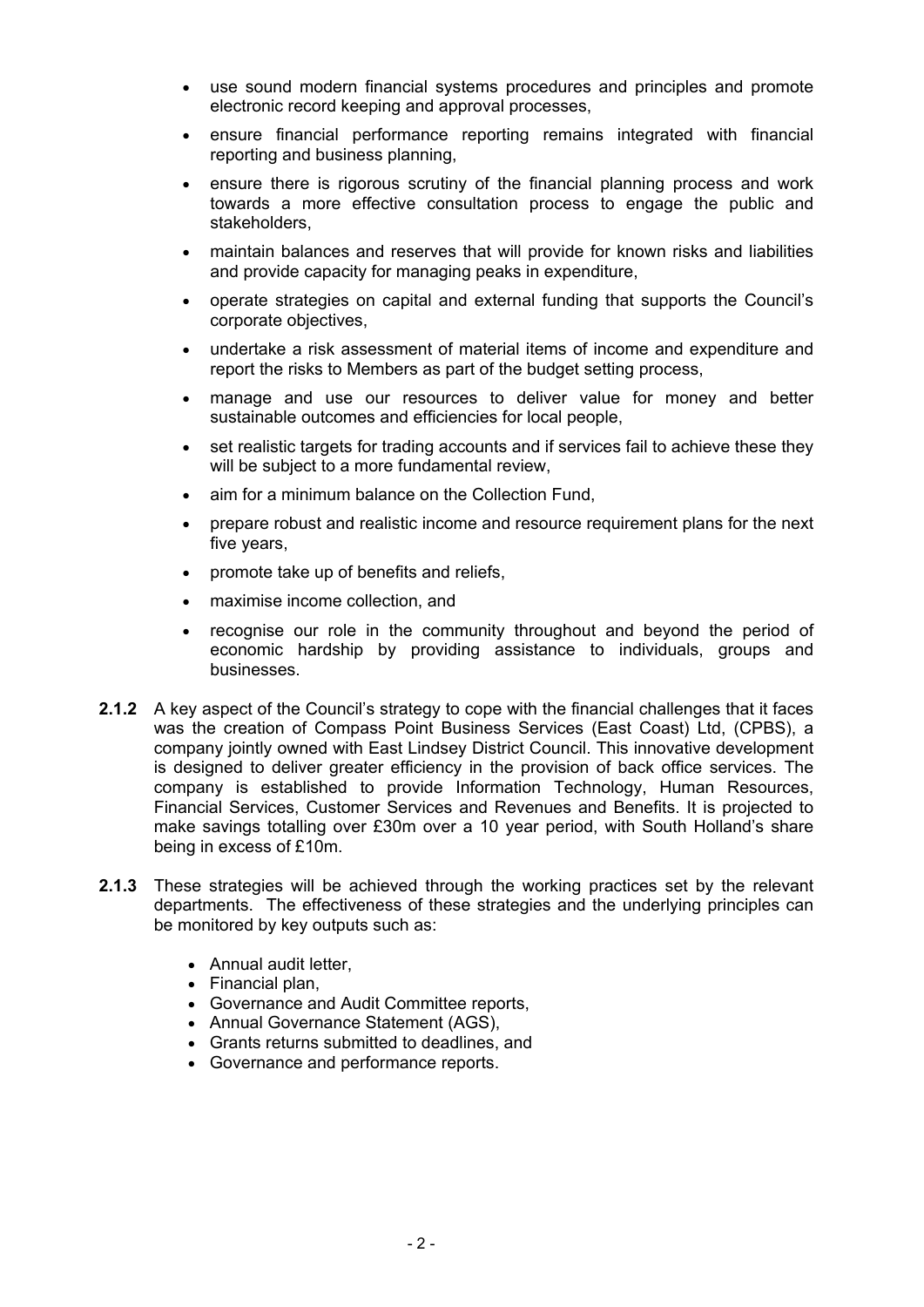- use sound modern financial systems procedures and principles and promote electronic record keeping and approval processes,
- ensure financial performance reporting remains integrated with financial reporting and business planning,
- ensure there is rigorous scrutiny of the financial planning process and work towards a more effective consultation process to engage the public and stakeholders,
- maintain balances and reserves that will provide for known risks and liabilities and provide capacity for managing peaks in expenditure,
- operate strategies on capital and external funding that supports the Council's corporate objectives,
- undertake a risk assessment of material items of income and expenditure and report the risks to Members as part of the budget setting process,
- manage and use our resources to deliver value for money and better sustainable outcomes and efficiencies for local people,
- set realistic targets for trading accounts and if services fail to achieve these they will be subject to a more fundamental review,
- aim for a minimum balance on the Collection Fund,
- prepare robust and realistic income and resource requirement plans for the next five years,
- promote take up of benefits and reliefs,
- maximise income collection, and
- recognise our role in the community throughout and beyond the period of economic hardship by providing assistance to individuals, groups and businesses.

**2.1.2** A key aspect of the Council's strategy to cope with the financial challenges that it faces was the creation of Compass Point Business Services (East Coast) Ltd, (CPBS), a company jointly owned with East Lindsey District Council. This innovative development is designed to deliver greater efficiency in the provision of back office services. The company is established to provide Information Technology, Human Resources, Financial Services, Customer Services and Revenues and Benefits. It is projected to make savings totalling over £30m over a 10 year period, with South Holland's share being in excess of £10m.

**2.1.3** These strategies will be achieved through the working practices set by the relevant departments. The effectiveness of these strategies and the underlying principles can be monitored by key outputs such as:

- Annual audit letter,
- Financial plan,
- Governance and Audit Committee reports,
- Annual Governance Statement (AGS),
- Grants returns submitted to deadlines, and
- Governance and performance reports.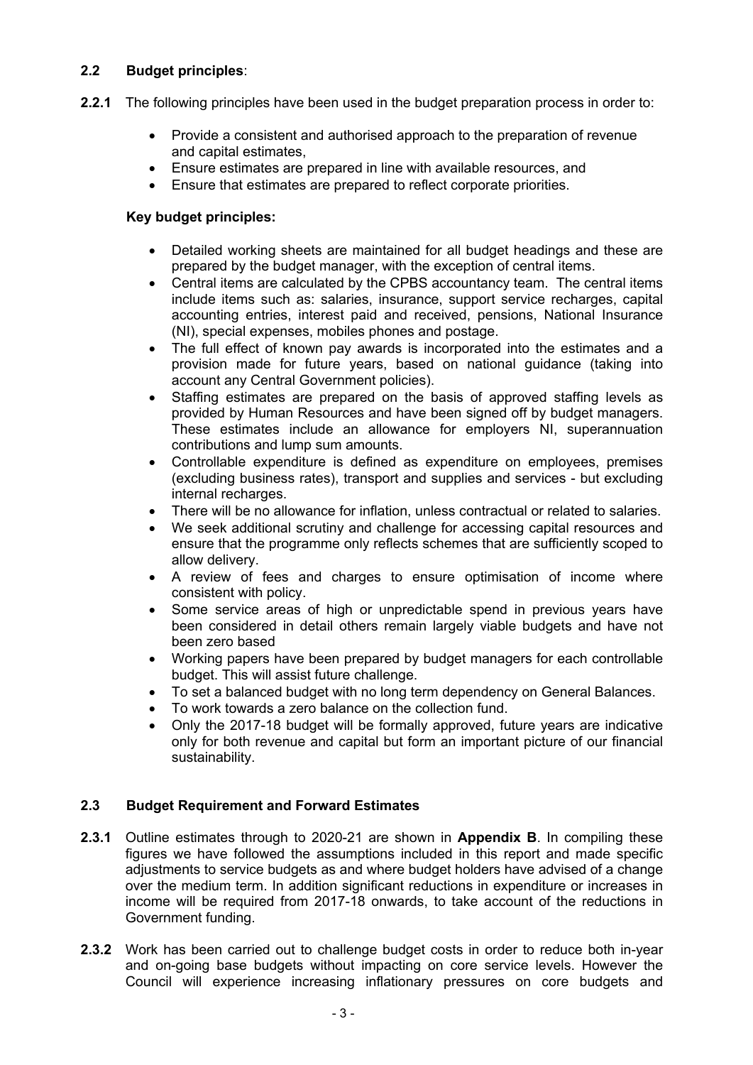## 2.2 Budget principles:

**2.2.1** The following principles have been used in the budget preparation process in order to:

- Provide a consistent and authorised approach to the preparation of revenue and capital estimates,
- Ensure estimates are prepared in line with available resources, and
- Ensure that estimates are prepared to reflect corporate priorities.

**Key budget principles:**

- Detailed working sheets are maintained for all budget headings and these are prepared by the budget manager, with the exception of central items.
- Central items are calculated by the CPBS accountancy team. The central items include items such as: salaries, insurance, support service recharges, capital accounting entries, interest paid and received, pensions, National Insurance (NI), special expenses, mobiles phones and postage.
- The full effect of known pay awards is incorporated into the estimates and a provision made for future years, based on national guidance (taking into account any Central Government policies).
- Staffing estimates are prepared on the basis of approved staffing levels as provided by Human Resources and have been signed off by budget managers. These estimates include an allowance for employers NI, superannuation contributions and lump sum amounts.
- Controllable expenditure is defined as expenditure on employees, premises (excluding business rates), transport and supplies and services - but excluding internal recharges.
- There will be no allowance for inflation, unless contractual or related to salaries.
- We seek additional scrutiny and challenge for accessing capital resources and ensure that the programme only reflects schemes that are sufficiently scoped to allow delivery.
- A review of fees and charges to ensure optimisation of income where consistent with policy.
- Some service areas of high or unpredictable spend in previous years have been considered in detail others remain largely viable budgets and have not been zero based
- Working papers have been prepared by budget managers for each controllable budget. This will assist future challenge.
- To set a balanced budget with no long term dependency on General Balances.
- To work towards a zero balance on the collection fund.
- Only the 2017-18 budget will be formally approved, future years are indicative only for both revenue and capital but form an important picture of our financial sustainability.

## 2.3 Budget Requirement and Forward Estimates

**2.3.1** Outline estimates through to 2020-21 are shown in **Appendix B**. In compiling these figures we have followed the assumptions included in this report and made specific adjustments to service budgets as and where budget holders have advised of a change over the medium term. In addition significant reductions in expenditure or increases in income will be required from 2017-18 onwards, to take account of the reductions in Government funding.

**2.3.2** Work has been carried out to challenge budget costs in order to reduce both in-year and on-going base budgets without impacting on core service levels. However the Council will experience increasing inflationary pressures on core budgets and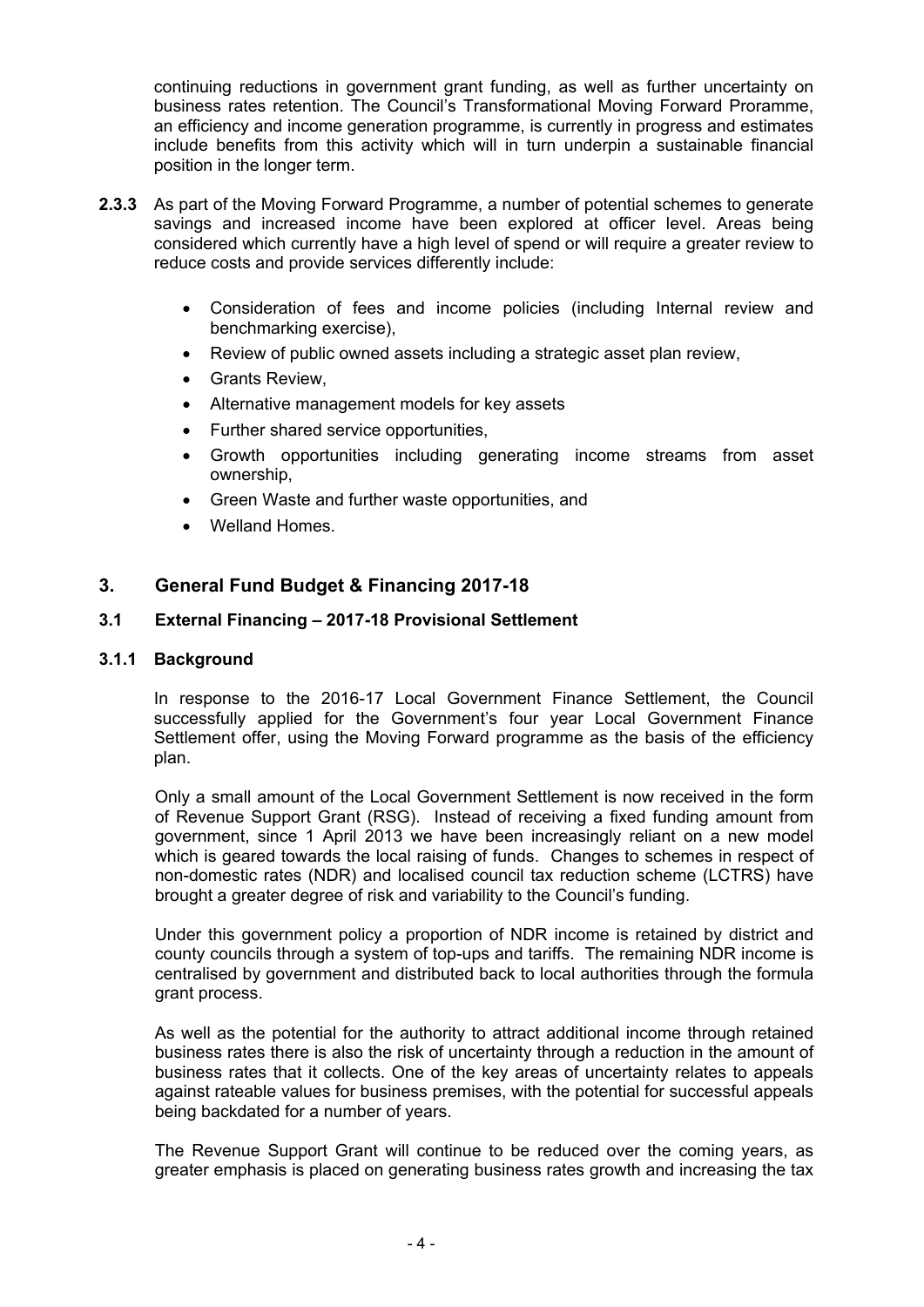continuing reductions in government grant funding, as well as further uncertainty on business rates retention. The Council's Transformational Moving Forward Proramme, an efficiency and income generation programme, is currently in progress and estimates include benefits from this activity which will in turn underpin a sustainable financial position in the longer term.

**2.3.3** As part of the Moving Forward Programme, a number of potential schemes to generate savings and increased income have been explored at officer level. Areas being considered which currently have a high level of spend or will require a greater review to reduce costs and provide services differently include:

- Consideration of fees and income policies (including Internal review and benchmarking exercise),
- Review of public owned assets including a strategic asset plan review,
- Grants Review,
- Alternative management models for key assets
- Further shared service opportunities,
- Growth opportunities including generating income streams from asset ownership,
- Green Waste and further waste opportunities, and
- Welland Homes.

## 3. General Fund Budget & Financing 2017-18

### 3.1 External Financing – 2017-18 Provisional Settlement

#### 3.1.1 Background

In response to the 2016-17 Local Government Finance Settlement, the Council successfully applied for the Government's four year Local Government Finance Settlement offer, using the Moving Forward programme as the basis of the efficiency plan.

Only a small amount of the Local Government Settlement is now received in the form of Revenue Support Grant (RSG). Instead of receiving a fixed funding amount from government, since 1 April 2013 we have been increasingly reliant on a new model which is geared towards the local raising of funds. Changes to schemes in respect of non-domestic rates (NDR) and localised council tax reduction scheme (LCTRS) have brought a greater degree of risk and variability to the Council's funding.

Under this government policy a proportion of NDR income is retained by district and county councils through a system of top-ups and tariffs. The remaining NDR income is centralised by government and distributed back to local authorities through the formula grant process.

As well as the potential for the authority to attract additional income through retained business rates there is also the risk of uncertainty through a reduction in the amount of business rates that it collects. One of the key areas of uncertainty relates to appeals against rateable values for business premises, with the potential for successful appeals being backdated for a number of years.

The Revenue Support Grant will continue to be reduced over the coming years, as greater emphasis is placed on generating business rates growth and increasing the tax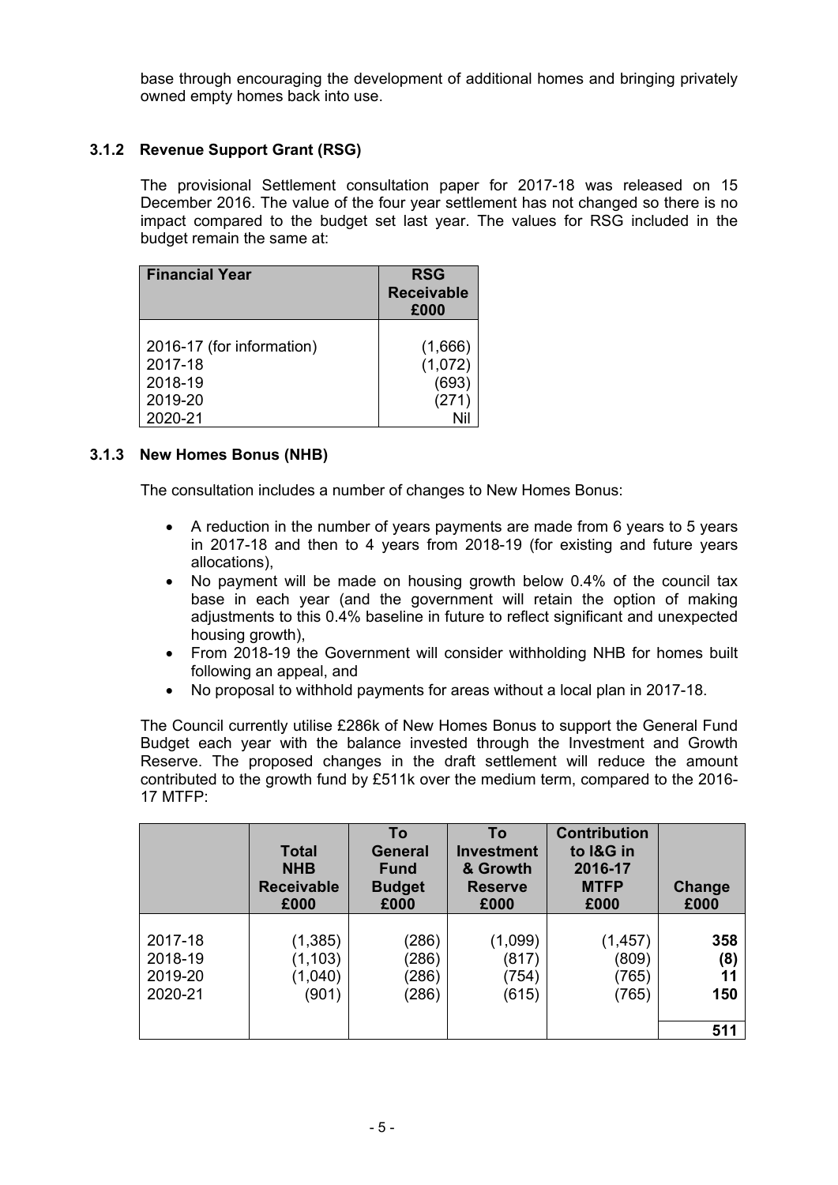base through encouraging the development of additional homes and bringing privately owned empty homes back into use.

### 3.1.2 Revenue Support Grant (RSG)

The provisional Settlement consultation paper for 2017-18 was released on 15 December 2016. The value of the four year settlement has not changed so there is no impact compared to the budget set last year. The values for RSG included in the budget remain the same at:

| Financial Year | RSG Receivable £000 |
|---|---|
| 2016-17 (for information) | (1,666) |
| 2017-18 | (1,072) |
| 2018-19 | (693) |
| 2019-20 | (271) |
| 2020-21 | Nil |

### 3.1.3 New Homes Bonus (NHB)

The consultation includes a number of changes to New Homes Bonus:

- A reduction in the number of years payments are made from 6 years to 5 years in 2017-18 and then to 4 years from 2018-19 (for existing and future years allocations),
- No payment will be made on housing growth below 0.4% of the council tax base in each year (and the government will retain the option of making adjustments to this 0.4% baseline in future to reflect significant and unexpected housing growth),
- From 2018-19 the Government will consider withholding NHB for homes built following an appeal, and
- No proposal to withhold payments for areas without a local plan in 2017-18.

The Council currently utilise £286k of New Homes Bonus to support the General Fund Budget each year with the balance invested through the Investment and Growth Reserve. The proposed changes in the draft settlement will reduce the amount contributed to the growth fund by £511k over the medium term, compared to the 2016-17 MTFP:

| | Total NHB Receivable £000 | To General Fund Budget £000 | To Investment & Growth Reserve £000 | Contribution to I&G in 2016-17 MTFP £000 | Change £000 |
|---|---|---|---|---|---|
| 2017-18 | (1,385) | (286) | (1,099) | (1,457) | **358** |
| 2018-19 | (1,103) | (286) | (817) | (809) | **(8)** |
| 2019-20 | (1,040) | (286) | (754) | (765) | **11** |
| 2020-21 | (901) | (286) | (615) | (765) | **150** |
| | | | | | **511** |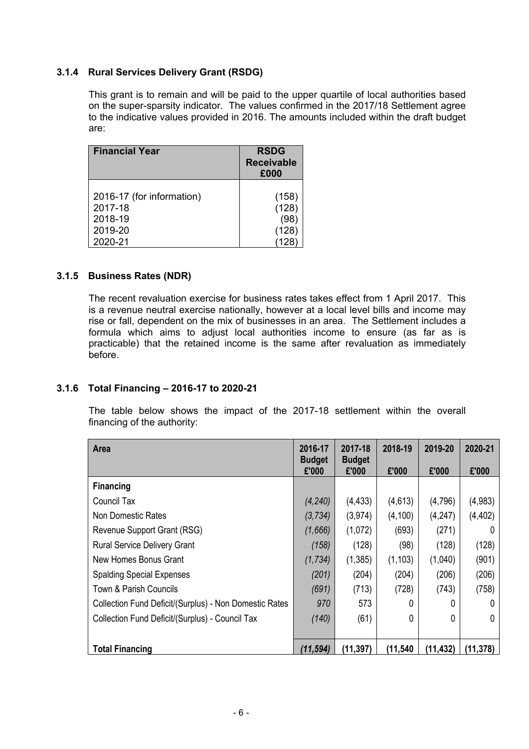### 3.1.4 Rural Services Delivery Grant (RSDG)

This grant is to remain and will be paid to the upper quartile of local authorities based on the super-sparsity indicator. The values confirmed in the 2017/18 Settlement agree to the indicative values provided in 2016. The amounts included within the draft budget are:

| Financial Year | RSDG Receivable £000 |
|---|---|
| 2016-17 (for information) | (158) |
| 2017-18 | (128) |
| 2018-19 | (98) |
| 2019-20 | (128) |
| 2020-21 | (128) |

### 3.1.5 Business Rates (NDR)

The recent revaluation exercise for business rates takes effect from 1 April 2017. This is a revenue neutral exercise nationally, however at a local level bills and income may rise or fall, dependent on the mix of businesses in an area. The Settlement includes a formula which aims to adjust local authorities income to ensure (as far as is practicable) that the retained income is the same after revaluation as immediately before.

### 3.1.6 Total Financing – 2016-17 to 2020-21

The table below shows the impact of the 2017-18 settlement within the overall financing of the authority:

| Area | 2016-17 Budget £'000 | 2017-18 Budget £'000 | 2018-19 £'000 | 2019-20 £'000 | 2020-21 £'000 |
|---|---|---|---|---|---|
| **Financing** | | | | | |
| Council Tax | *(4,240)* | (4,433) | (4,613) | (4,796) | (4,983) |
| Non Domestic Rates | *(3,734)* | (3,974) | (4,100) | (4,247) | (4,402) |
| Revenue Support Grant (RSG) | *(1,666)* | (1,072) | (693) | (271) | 0 |
| Rural Service Delivery Grant | *(158)* | (128) | (98) | (128) | (128) |
| New Homes Bonus Grant | *(1,734)* | (1,385) | (1,103) | (1,040) | (901) |
| Spalding Special Expenses | *(201)* | (204) | (204) | (206) | (206) |
| Town & Parish Councils | *(691)* | (713) | (728) | (743) | (758) |
| Collection Fund Deficit/(Surplus) - Non Domestic Rates | *970* | 573 | 0 | 0 | 0 |
| Collection Fund Deficit/(Surplus) - Council Tax | *(140)* | (61) | 0 | 0 | 0 |
| **Total Financing** | ***(11,594)*** | **(11,397)** | **(11,540** | **(11,432)** | **(11,378)** |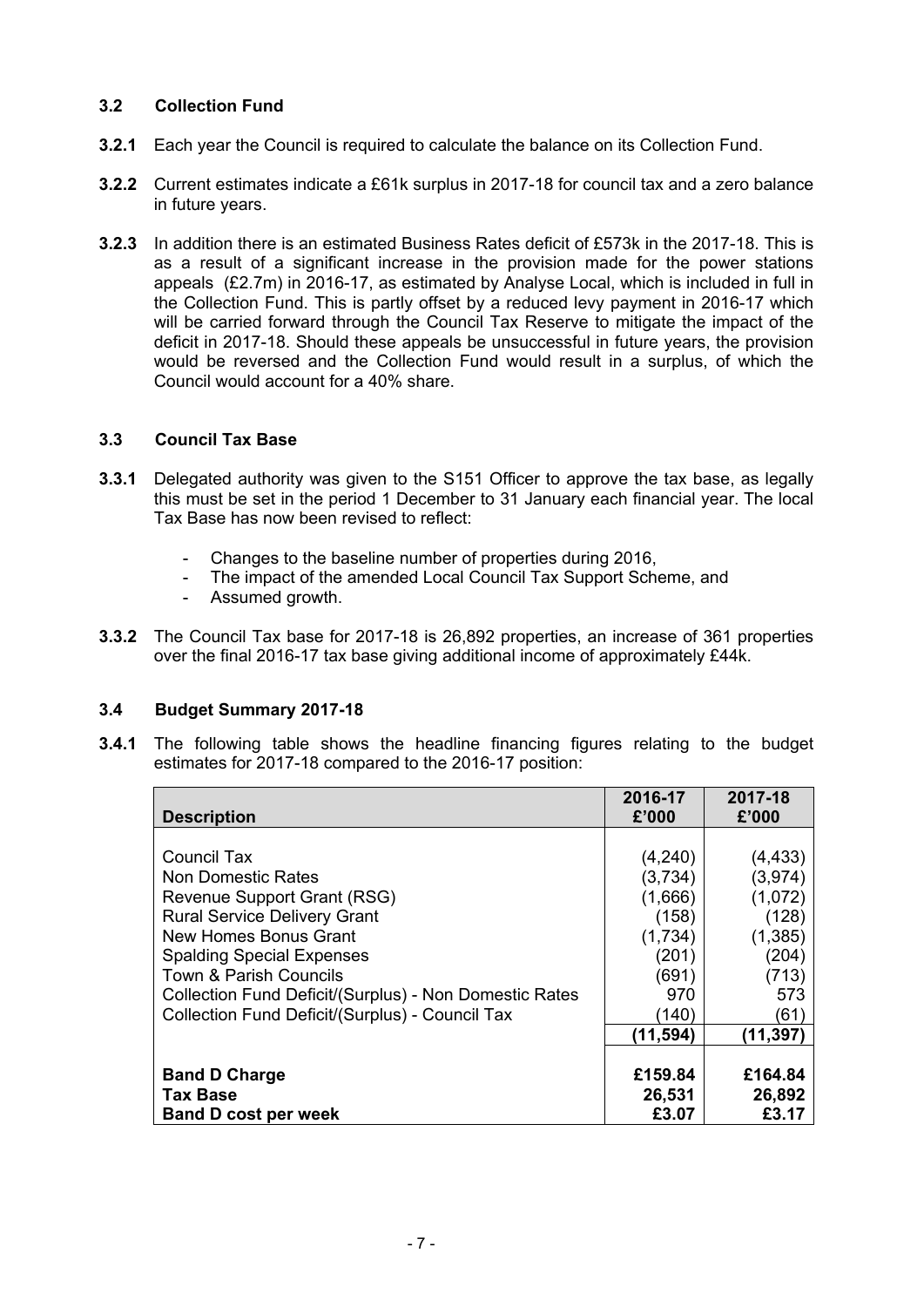### 3.2 Collection Fund

**3.2.1** Each year the Council is required to calculate the balance on its Collection Fund.

**3.2.2** Current estimates indicate a £61k surplus in 2017-18 for council tax and a zero balance in future years.

**3.2.3** In addition there is an estimated Business Rates deficit of £573k in the 2017-18. This is as a result of a significant increase in the provision made for the power stations appeals (£2.7m) in 2016-17, as estimated by Analyse Local, which is included in full in the Collection Fund. This is partly offset by a reduced levy payment in 2016-17 which will be carried forward through the Council Tax Reserve to mitigate the impact of the deficit in 2017-18. Should these appeals be unsuccessful in future years, the provision would be reversed and the Collection Fund would result in a surplus, of which the Council would account for a 40% share.

### 3.3 Council Tax Base

**3.3.1** Delegated authority was given to the S151 Officer to approve the tax base, as legally this must be set in the period 1 December to 31 January each financial year. The local Tax Base has now been revised to reflect:

- Changes to the baseline number of properties during 2016,
- The impact of the amended Local Council Tax Support Scheme, and
- Assumed growth.

**3.3.2** The Council Tax base for 2017-18 is 26,892 properties, an increase of 361 properties over the final 2016-17 tax base giving additional income of approximately £44k.

### 3.4 Budget Summary 2017-18

**3.4.1** The following table shows the headline financing figures relating to the budget estimates for 2017-18 compared to the 2016-17 position:

| Description | 2016-17 £'000 | 2017-18 £'000 |
|---|---|---|
| Council Tax | (4,240) | (4,433) |
| Non Domestic Rates | (3,734) | (3,974) |
| Revenue Support Grant (RSG) | (1,666) | (1,072) |
| Rural Service Delivery Grant | (158) | (128) |
| New Homes Bonus Grant | (1,734) | (1,385) |
| Spalding Special Expenses | (201) | (204) |
| Town & Parish Councils | (691) | (713) |
| Collection Fund Deficit/(Surplus) - Non Domestic Rates | 970 | 573 |
| Collection Fund Deficit/(Surplus) - Council Tax | (140) | (61) |
| | **(11,594)** | **(11,397)** |
| **Band D Charge** | **£159.84** | **£164.84** |
| **Tax Base** | **26,531** | **26,892** |
| **Band D cost per week** | **£3.07** | **£3.17** |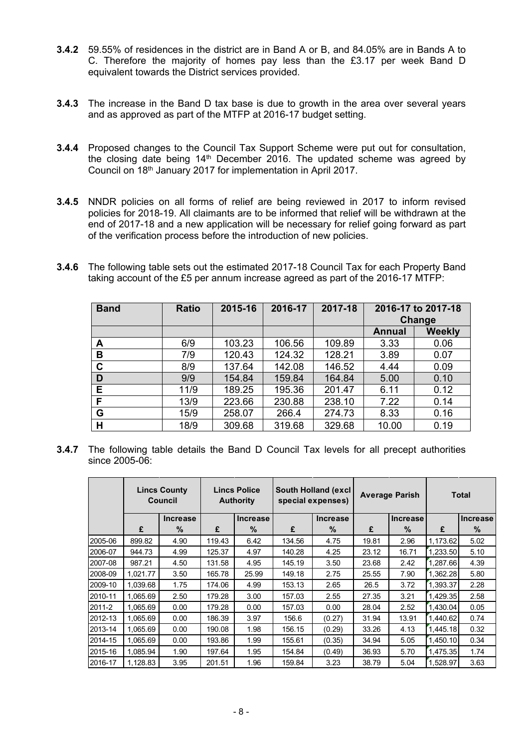**3.4.2** 59.55% of residences in the district are in Band A or B, and 84.05% are in Bands A to C. Therefore the majority of homes pay less than the £3.17 per week Band D equivalent towards the District services provided.

**3.4.3** The increase in the Band D tax base is due to growth in the area over several years and as approved as part of the MTFP at 2016-17 budget setting.

**3.4.4** Proposed changes to the Council Tax Support Scheme were put out for consultation, the closing date being 14th December 2016. The updated scheme was agreed by Council on 18th January 2017 for implementation in April 2017.

**3.4.5** NNDR policies on all forms of relief are being reviewed in 2017 to inform revised policies for 2018-19. All claimants are to be informed that relief will be withdrawn at the end of 2017-18 and a new application will be necessary for relief going forward as part of the verification process before the introduction of new policies.

**3.4.6** The following table sets out the estimated 2017-18 Council Tax for each Property Band taking account of the £5 per annum increase agreed as part of the 2016-17 MTFP:

| Band | Ratio | 2015-16 | 2016-17 | 2017-18 | 2016-17 to 2017-18 Change | |
|---|---|---|---|---|---|---|
| | | | | | Annual | Weekly |
| A | 6/9 | 103.23 | 106.56 | 109.89 | 3.33 | 0.06 |
| B | 7/9 | 120.43 | 124.32 | 128.21 | 3.89 | 0.07 |
| C | 8/9 | 137.64 | 142.08 | 146.52 | 4.44 | 0.09 |
| D | 9/9 | 154.84 | 159.84 | 164.84 | 5.00 | 0.10 |
| E | 11/9 | 189.25 | 195.36 | 201.47 | 6.11 | 0.12 |
| F | 13/9 | 223.66 | 230.88 | 238.10 | 7.22 | 0.14 |
| G | 15/9 | 258.07 | 266.4 | 274.73 | 8.33 | 0.16 |
| H | 18/9 | 309.68 | 319.68 | 329.68 | 10.00 | 0.19 |

**3.4.7** The following table details the Band D Council Tax levels for all precept authorities since 2005-06:

| | Lincs County Council | | Lincs Police Authority | | South Holland (excl special expenses) | | Average Parish | | Total | |
|---|---|---|---|---|---|---|---|---|---|---|
| | £ | Increase % | £ | Increase % | £ | Increase % | £ | Increase % | £ | Increase % |
| 2005-06 | 899.82 | 4.90 | 119.43 | 6.42 | 134.56 | 4.75 | 19.81 | 2.96 | 1,173.62 | 5.02 |
| 2006-07 | 944.73 | 4.99 | 125.37 | 4.97 | 140.28 | 4.25 | 23.12 | 16.71 | 1,233.50 | 5.10 |
| 2007-08 | 987.21 | 4.50 | 131.58 | 4.95 | 145.19 | 3.50 | 23.68 | 2.42 | 1,287.66 | 4.39 |
| 2008-09 | 1,021.77 | 3.50 | 165.78 | 25.99 | 149.18 | 2.75 | 25.55 | 7.90 | 1,362.28 | 5.80 |
| 2009-10 | 1,039.68 | 1.75 | 174.06 | 4.99 | 153.13 | 2.65 | 26.5 | 3.72 | 1,393.37 | 2.28 |
| 2010-11 | 1,065.69 | 2.50 | 179.28 | 3.00 | 157.03 | 2.55 | 27.35 | 3.21 | 1,429.35 | 2.58 |
| 2011-2 | 1,065.69 | 0.00 | 179.28 | 0.00 | 157.03 | 0.00 | 28.04 | 2.52 | 1,430.04 | 0.05 |
| 2012-13 | 1,065.69 | 0.00 | 186.39 | 3.97 | 156.6 | (0.27) | 31.94 | 13.91 | 1,440.62 | 0.74 |
| 2013-14 | 1,065.69 | 0.00 | 190.08 | 1.98 | 156.15 | (0.29) | 33.26 | 4.13 | 1,445.18 | 0.32 |
| 2014-15 | 1,065.69 | 0.00 | 193.86 | 1.99 | 155.61 | (0.35) | 34.94 | 5.05 | 1,450.10 | 0.34 |
| 2015-16 | 1,085.94 | 1.90 | 197.64 | 1.95 | 154.84 | (0.49) | 36.93 | 5.70 | 1,475.35 | 1.74 |
| 2016-17 | 1,128.83 | 3.95 | 201.51 | 1.96 | 159.84 | 3.23 | 38.79 | 5.04 | 1,528.97 | 3.63 |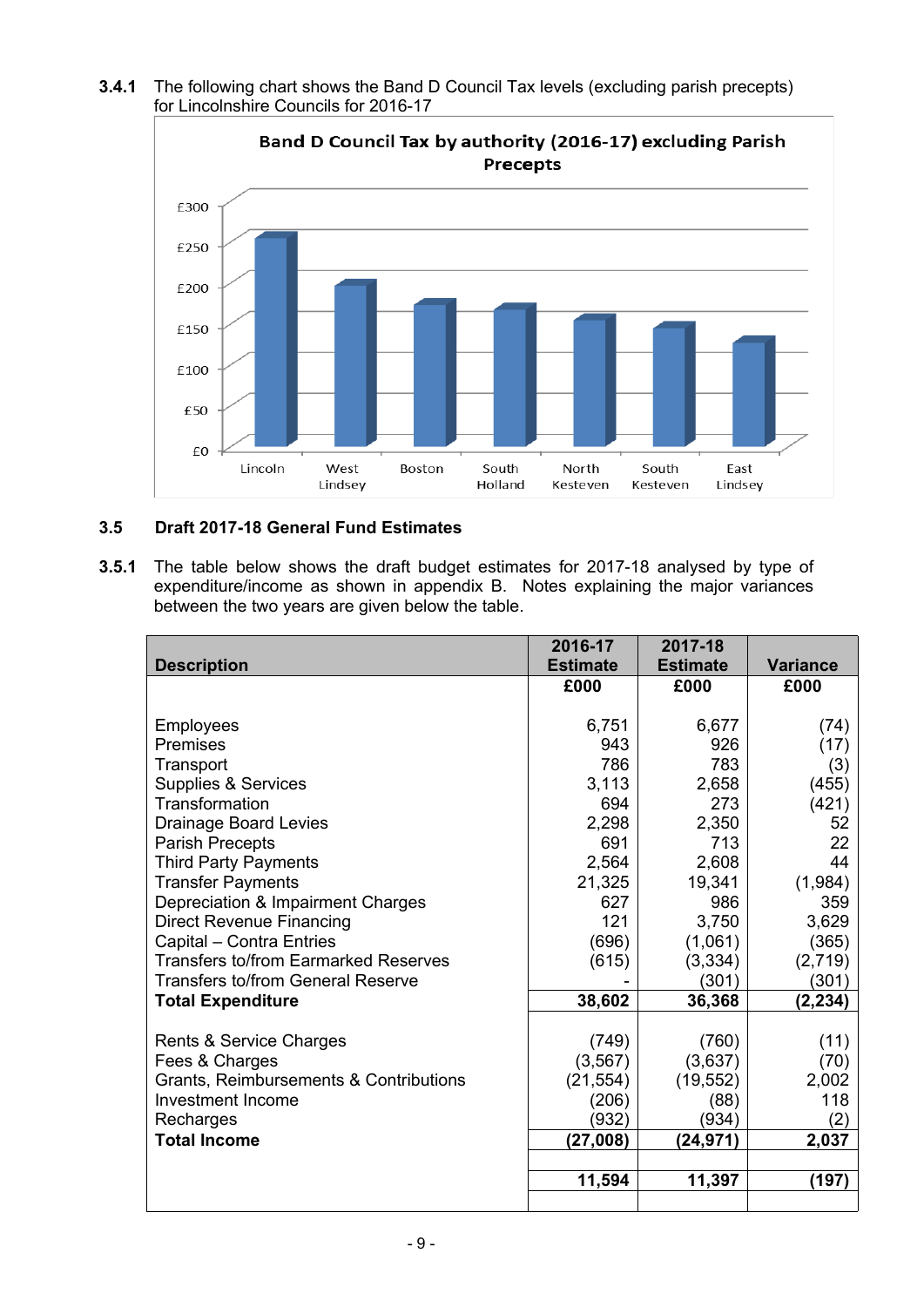**3.4.1** The following chart shows the Band D Council Tax levels (excluding parish precepts) for Lincolnshire Councils for 2016-17

**3.5 Draft 2017-18 General Fund Estimates**

**3.5.1** The table below shows the draft budget estimates for 2017-18 analysed by type of expenditure/income as shown in appendix B. Notes explaining the major variances between the two years are given below the table.

| Description | 2016-17 Estimate | 2017-18 Estimate | Variance |
|---|---|---|---|
| | £000 | £000 | £000 |
| Employees | 6,751 | 6,677 | (74) |
| Premises | 943 | 926 | (17) |
| Transport | 786 | 783 | (3) |
| Supplies & Services | 3,113 | 2,658 | (455) |
| Transformation | 694 | 273 | (421) |
| Drainage Board Levies | 2,298 | 2,350 | 52 |
| Parish Precepts | 691 | 713 | 22 |
| Third Party Payments | 2,564 | 2,608 | 44 |
| Transfer Payments | 21,325 | 19,341 | (1,984) |
| Depreciation & Impairment Charges | 627 | 986 | 359 |
| Direct Revenue Financing | 121 | 3,750 | 3,629 |
| Capital – Contra Entries | (696) | (1,061) | (365) |
| Transfers to/from Earmarked Reserves | (615) | (3,334) | (2,719) |
| Transfers to/from General Reserve | - | (301) | (301) |
| **Total Expenditure** | **38,602** | **36,368** | **(2,234)** |
| | | | |
| Rents & Service Charges | (749) | (760) | (11) |
| Fees & Charges | (3,567) | (3,637) | (70) |
| Grants, Reimbursements & Contributions | (21,554) | (19,552) | 2,002 |
| Investment Income | (206) | (88) | 118 |
| Recharges | (932) | (934) | (2) |
| **Total Income** | **(27,008)** | **(24,971)** | **2,037** |
| | | | |
| | **11,594** | **11,397** | **(197)** |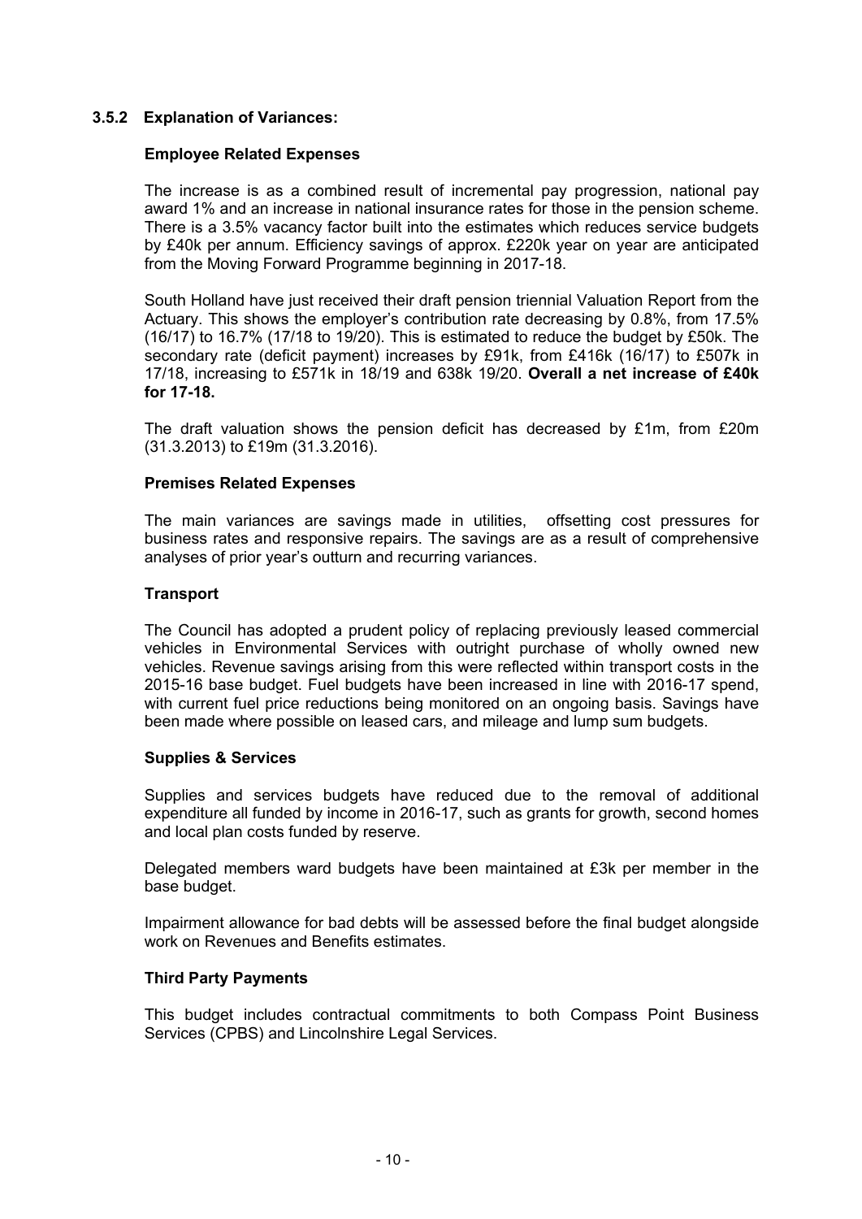### 3.5.2 Explanation of Variances:

#### Employee Related Expenses

The increase is as a combined result of incremental pay progression, national pay award 1% and an increase in national insurance rates for those in the pension scheme. There is a 3.5% vacancy factor built into the estimates which reduces service budgets by £40k per annum. Efficiency savings of approx. £220k year on year are anticipated from the Moving Forward Programme beginning in 2017-18.

South Holland have just received their draft pension triennial Valuation Report from the Actuary. This shows the employer's contribution rate decreasing by 0.8%, from 17.5% (16/17) to 16.7% (17/18 to 19/20). This is estimated to reduce the budget by £50k. The secondary rate (deficit payment) increases by £91k, from £416k (16/17) to £507k in 17/18, increasing to £571k in 18/19 and 638k 19/20. **Overall a net increase of £40k for 17-18.**

The draft valuation shows the pension deficit has decreased by £1m, from £20m (31.3.2013) to £19m (31.3.2016).

#### Premises Related Expenses

The main variances are savings made in utilities, offsetting cost pressures for business rates and responsive repairs. The savings are as a result of comprehensive analyses of prior year's outturn and recurring variances.

#### Transport

The Council has adopted a prudent policy of replacing previously leased commercial vehicles in Environmental Services with outright purchase of wholly owned new vehicles. Revenue savings arising from this were reflected within transport costs in the 2015-16 base budget. Fuel budgets have been increased in line with 2016-17 spend, with current fuel price reductions being monitored on an ongoing basis. Savings have been made where possible on leased cars, and mileage and lump sum budgets.

#### Supplies & Services

Supplies and services budgets have reduced due to the removal of additional expenditure all funded by income in 2016-17, such as grants for growth, second homes and local plan costs funded by reserve.

Delegated members ward budgets have been maintained at £3k per member in the base budget.

Impairment allowance for bad debts will be assessed before the final budget alongside work on Revenues and Benefits estimates.

#### Third Party Payments

This budget includes contractual commitments to both Compass Point Business Services (CPBS) and Lincolnshire Legal Services.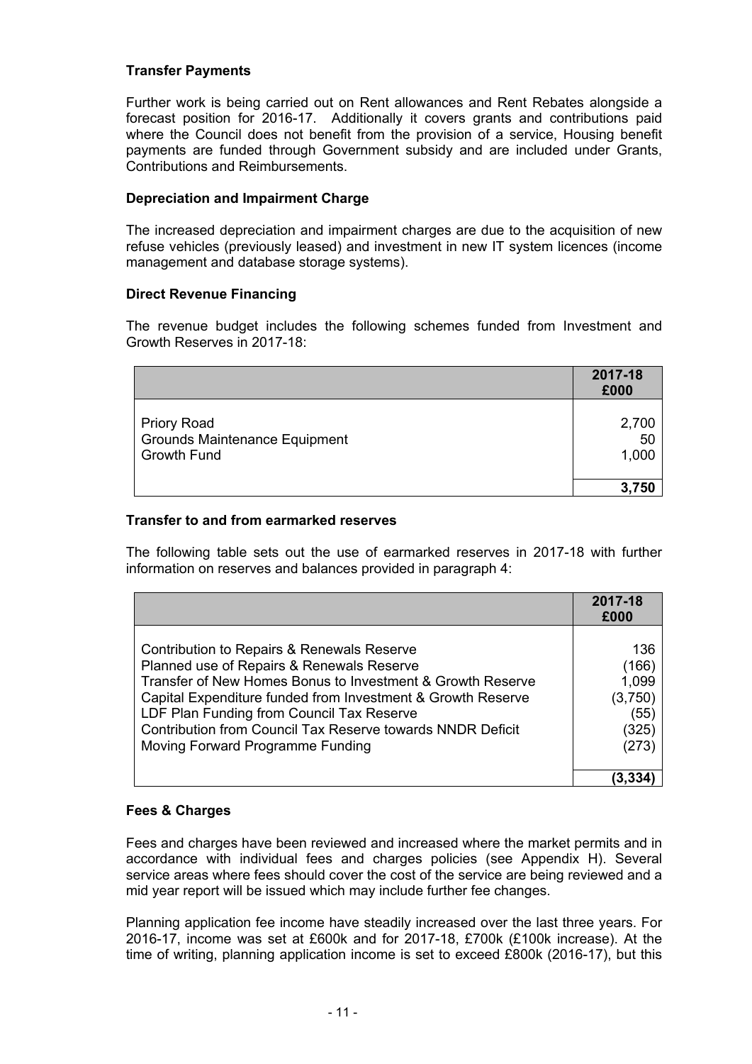**Transfer Payments**

Further work is being carried out on Rent allowances and Rent Rebates alongside a forecast position for 2016-17. Additionally it covers grants and contributions paid where the Council does not benefit from the provision of a service, Housing benefit payments are funded through Government subsidy and are included under Grants, Contributions and Reimbursements.

**Depreciation and Impairment Charge**

The increased depreciation and impairment charges are due to the acquisition of new refuse vehicles (previously leased) and investment in new IT system licences (income management and database storage systems).

**Direct Revenue Financing**

The revenue budget includes the following schemes funded from Investment and Growth Reserves in 2017-18:

| | 2017-18 £000 |
|---|---|
| Priory Road | 2,700 |
| Grounds Maintenance Equipment | 50 |
| Growth Fund | 1,000 |
| | **3,750** |

**Transfer to and from earmarked reserves**

The following table sets out the use of earmarked reserves in 2017-18 with further information on reserves and balances provided in paragraph 4:

| | 2017-18 £000 |
|---|---|
| Contribution to Repairs & Renewals Reserve | 136 |
| Planned use of Repairs & Renewals Reserve | (166) |
| Transfer of New Homes Bonus to Investment & Growth Reserve | 1,099 |
| Capital Expenditure funded from Investment & Growth Reserve | (3,750) |
| LDF Plan Funding from Council Tax Reserve | (55) |
| Contribution from Council Tax Reserve towards NNDR Deficit | (325) |
| Moving Forward Programme Funding | (273) |
| | **(3,334)** |

**Fees & Charges**

Fees and charges have been reviewed and increased where the market permits and in accordance with individual fees and charges policies (see Appendix H). Several service areas where fees should cover the cost of the service are being reviewed and a mid year report will be issued which may include further fee changes.

Planning application fee income have steadily increased over the last three years. For 2016-17, income was set at £600k and for 2017-18, £700k (£100k increase). At the time of writing, planning application income is set to exceed £800k (2016-17), but this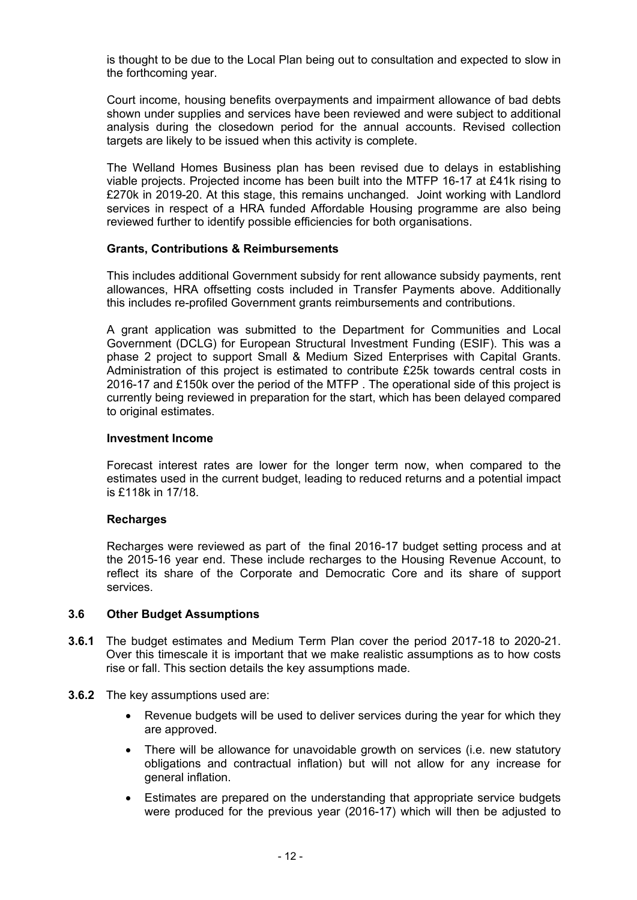is thought to be due to the Local Plan being out to consultation and expected to slow in the forthcoming year.

Court income, housing benefits overpayments and impairment allowance of bad debts shown under supplies and services have been reviewed and were subject to additional analysis during the closedown period for the annual accounts. Revised collection targets are likely to be issued when this activity is complete.

The Welland Homes Business plan has been revised due to delays in establishing viable projects. Projected income has been built into the MTFP 16-17 at £41k rising to £270k in 2019-20. At this stage, this remains unchanged. Joint working with Landlord services in respect of a HRA funded Affordable Housing programme are also being reviewed further to identify possible efficiencies for both organisations.

**Grants, Contributions & Reimbursements**

This includes additional Government subsidy for rent allowance subsidy payments, rent allowances, HRA offsetting costs included in Transfer Payments above. Additionally this includes re-profiled Government grants reimbursements and contributions.

A grant application was submitted to the Department for Communities and Local Government (DCLG) for European Structural Investment Funding (ESIF). This was a phase 2 project to support Small & Medium Sized Enterprises with Capital Grants. Administration of this project is estimated to contribute £25k towards central costs in 2016-17 and £150k over the period of the MTFP . The operational side of this project is currently being reviewed in preparation for the start, which has been delayed compared to original estimates.

**Investment Income**

Forecast interest rates are lower for the longer term now, when compared to the estimates used in the current budget, leading to reduced returns and a potential impact is £118k in 17/18.

**Recharges**

Recharges were reviewed as part of the final 2016-17 budget setting process and at the 2015-16 year end. These include recharges to the Housing Revenue Account, to reflect its share of the Corporate and Democratic Core and its share of support services.

### 3.6 Other Budget Assumptions

**3.6.1** The budget estimates and Medium Term Plan cover the period 2017-18 to 2020-21. Over this timescale it is important that we make realistic assumptions as to how costs rise or fall. This section details the key assumptions made.

**3.6.2** The key assumptions used are:

- Revenue budgets will be used to deliver services during the year for which they are approved.
- There will be allowance for unavoidable growth on services (i.e. new statutory obligations and contractual inflation) but will not allow for any increase for general inflation.
- Estimates are prepared on the understanding that appropriate service budgets were produced for the previous year (2016-17) which will then be adjusted to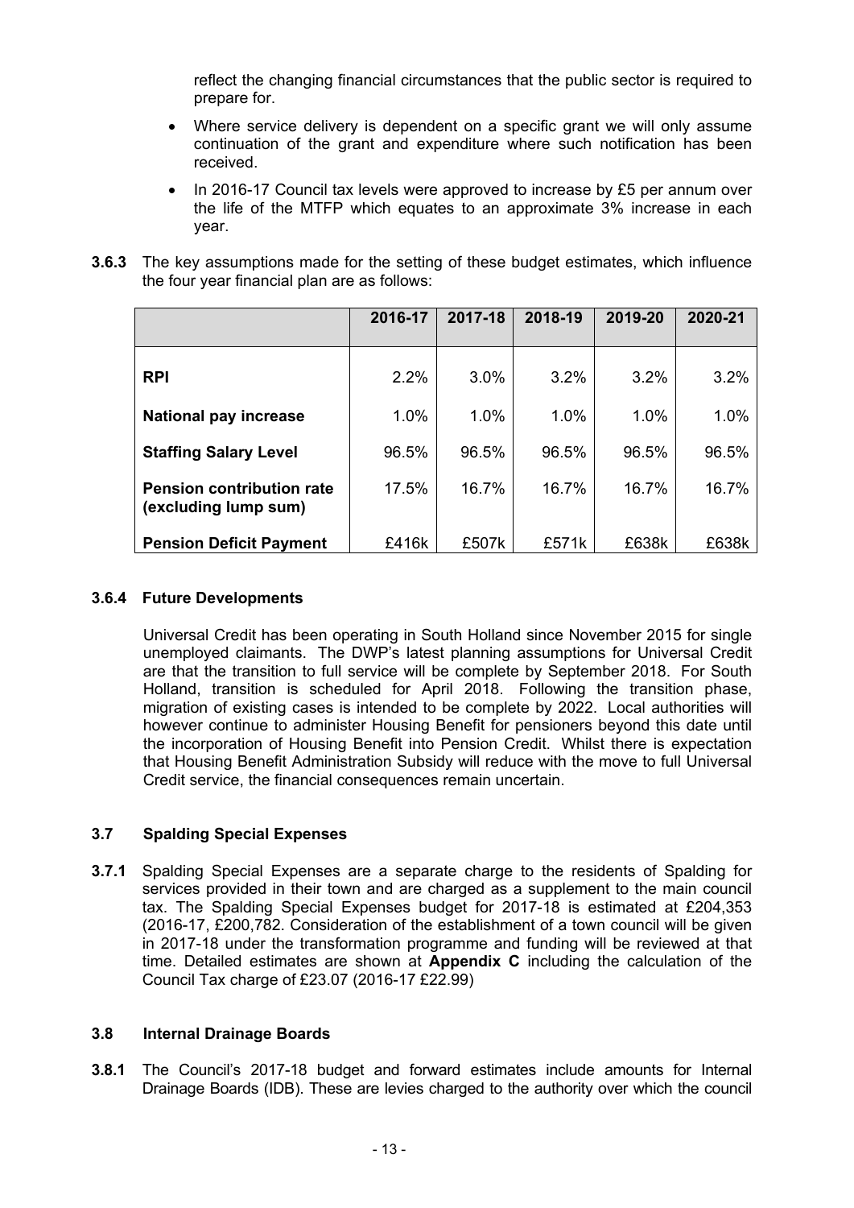reflect the changing financial circumstances that the public sector is required to prepare for.

- Where service delivery is dependent on a specific grant we will only assume continuation of the grant and expenditure where such notification has been received.
- In 2016-17 Council tax levels were approved to increase by £5 per annum over the life of the MTFP which equates to an approximate 3% increase in each year.

**3.6.3** The key assumptions made for the setting of these budget estimates, which influence the four year financial plan are as follows:

| | 2016-17 | 2017-18 | 2018-19 | 2019-20 | 2020-21 |
|---|---|---|---|---|---|
| **RPI** | 2.2% | 3.0% | 3.2% | 3.2% | 3.2% |
| **National pay increase** | 1.0% | 1.0% | 1.0% | 1.0% | 1.0% |
| **Staffing Salary Level** | 96.5% | 96.5% | 96.5% | 96.5% | 96.5% |
| **Pension contribution rate (excluding lump sum)** | 17.5% | 16.7% | 16.7% | 16.7% | 16.7% |
| **Pension Deficit Payment** | £416k | £507k | £571k | £638k | £638k |

### 3.6.4 Future Developments

Universal Credit has been operating in South Holland since November 2015 for single unemployed claimants. The DWP's latest planning assumptions for Universal Credit are that the transition to full service will be complete by September 2018. For South Holland, transition is scheduled for April 2018. Following the transition phase, migration of existing cases is intended to be complete by 2022. Local authorities will however continue to administer Housing Benefit for pensioners beyond this date until the incorporation of Housing Benefit into Pension Credit. Whilst there is expectation that Housing Benefit Administration Subsidy will reduce with the move to full Universal Credit service, the financial consequences remain uncertain.

### 3.7 Spalding Special Expenses

**3.7.1** Spalding Special Expenses are a separate charge to the residents of Spalding for services provided in their town and are charged as a supplement to the main council tax. The Spalding Special Expenses budget for 2017-18 is estimated at £204,353 (2016-17, £200,782. Consideration of the establishment of a town council will be given in 2017-18 under the transformation programme and funding will be reviewed at that time. Detailed estimates are shown at **Appendix C** including the calculation of the Council Tax charge of £23.07 (2016-17 £22.99)

### 3.8 Internal Drainage Boards

**3.8.1** The Council's 2017-18 budget and forward estimates include amounts for Internal Drainage Boards (IDB). These are levies charged to the authority over which the council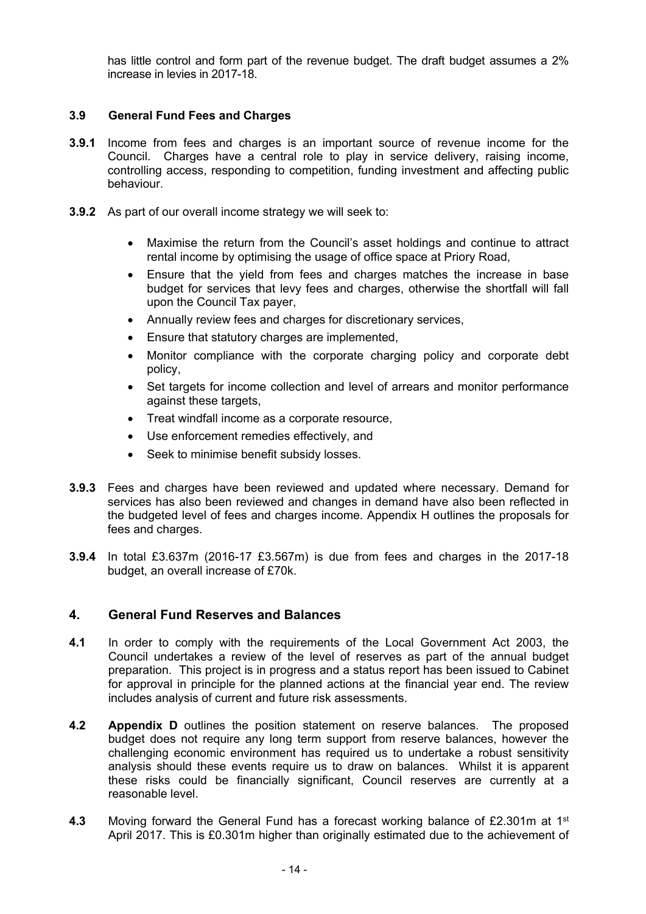has little control and form part of the revenue budget. The draft budget assumes a 2% increase in levies in 2017-18.

### 3.9 General Fund Fees and Charges

**3.9.1** Income from fees and charges is an important source of revenue income for the Council. Charges have a central role to play in service delivery, raising income, controlling access, responding to competition, funding investment and affecting public behaviour.

**3.9.2** As part of our overall income strategy we will seek to:

- Maximise the return from the Council's asset holdings and continue to attract rental income by optimising the usage of office space at Priory Road,
- Ensure that the yield from fees and charges matches the increase in base budget for services that levy fees and charges, otherwise the shortfall will fall upon the Council Tax payer,
- Annually review fees and charges for discretionary services,
- Ensure that statutory charges are implemented,
- Monitor compliance with the corporate charging policy and corporate debt policy,
- Set targets for income collection and level of arrears and monitor performance against these targets,
- Treat windfall income as a corporate resource,
- Use enforcement remedies effectively, and
- Seek to minimise benefit subsidy losses.

**3.9.3** Fees and charges have been reviewed and updated where necessary. Demand for services has also been reviewed and changes in demand have also been reflected in the budgeted level of fees and charges income. Appendix H outlines the proposals for fees and charges.

**3.9.4** In total £3.637m (2016-17 £3.567m) is due from fees and charges in the 2017-18 budget, an overall increase of £70k.

## 4. General Fund Reserves and Balances

**4.1** In order to comply with the requirements of the Local Government Act 2003, the Council undertakes a review of the level of reserves as part of the annual budget preparation. This project is in progress and a status report has been issued to Cabinet for approval in principle for the planned actions at the financial year end. The review includes analysis of current and future risk assessments.

**4.2** **Appendix D** outlines the position statement on reserve balances. The proposed budget does not require any long term support from reserve balances, however the challenging economic environment has required us to undertake a robust sensitivity analysis should these events require us to draw on balances. Whilst it is apparent these risks could be financially significant, Council reserves are currently at a reasonable level.

**4.3** Moving forward the General Fund has a forecast working balance of £2.301m at 1st April 2017. This is £0.301m higher than originally estimated due to the achievement of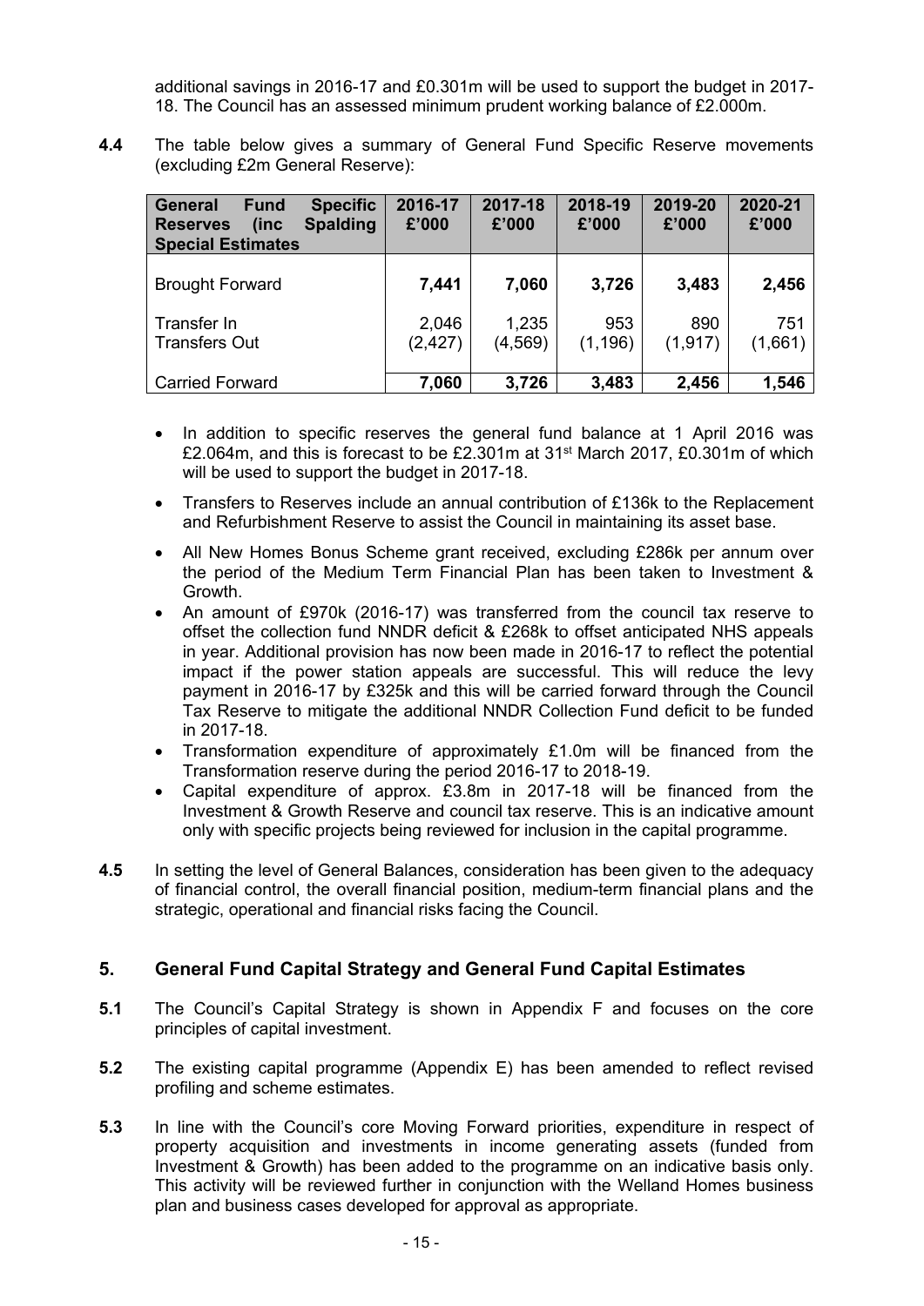additional savings in 2016-17 and £0.301m will be used to support the budget in 2017-18. The Council has an assessed minimum prudent working balance of £2.000m.

**4.4** The table below gives a summary of General Fund Specific Reserve movements (excluding £2m General Reserve):

| General Fund Specific Reserves (inc Spalding Special Estimates | 2016-17 £'000 | 2017-18 £'000 | 2018-19 £'000 | 2019-20 £'000 | 2020-21 £'000 |
|---|---|---|---|---|---|
| Brought Forward | **7,441** | **7,060** | **3,726** | **3,483** | **2,456** |
| Transfer In | 2,046 | 1,235 | 953 | 890 | 751 |
| Transfers Out | (2,427) | (4,569) | (1,196) | (1,917) | (1,661) |
| Carried Forward | **7,060** | **3,726** | **3,483** | **2,456** | **1,546** |

- In addition to specific reserves the general fund balance at 1 April 2016 was £2.064m, and this is forecast to be £2.301m at 31st March 2017, £0.301m of which will be used to support the budget in 2017-18.
- Transfers to Reserves include an annual contribution of £136k to the Replacement and Refurbishment Reserve to assist the Council in maintaining its asset base.
- All New Homes Bonus Scheme grant received, excluding £286k per annum over the period of the Medium Term Financial Plan has been taken to Investment & Growth.
- An amount of £970k (2016-17) was transferred from the council tax reserve to offset the collection fund NNDR deficit & £268k to offset anticipated NHS appeals in year. Additional provision has now been made in 2016-17 to reflect the potential impact if the power station appeals are successful. This will reduce the levy payment in 2016-17 by £325k and this will be carried forward through the Council Tax Reserve to mitigate the additional NNDR Collection Fund deficit to be funded in 2017-18.
- Transformation expenditure of approximately £1.0m will be financed from the Transformation reserve during the period 2016-17 to 2018-19.
- Capital expenditure of approx. £3.8m in 2017-18 will be financed from the Investment & Growth Reserve and council tax reserve. This is an indicative amount only with specific projects being reviewed for inclusion in the capital programme.

**4.5** In setting the level of General Balances, consideration has been given to the adequacy of financial control, the overall financial position, medium-term financial plans and the strategic, operational and financial risks facing the Council.

## 5. General Fund Capital Strategy and General Fund Capital Estimates

**5.1** The Council's Capital Strategy is shown in Appendix F and focuses on the core principles of capital investment.

**5.2** The existing capital programme (Appendix E) has been amended to reflect revised profiling and scheme estimates.

**5.3** In line with the Council's core Moving Forward priorities, expenditure in respect of property acquisition and investments in income generating assets (funded from Investment & Growth) has been added to the programme on an indicative basis only. This activity will be reviewed further in conjunction with the Welland Homes business plan and business cases developed for approval as appropriate.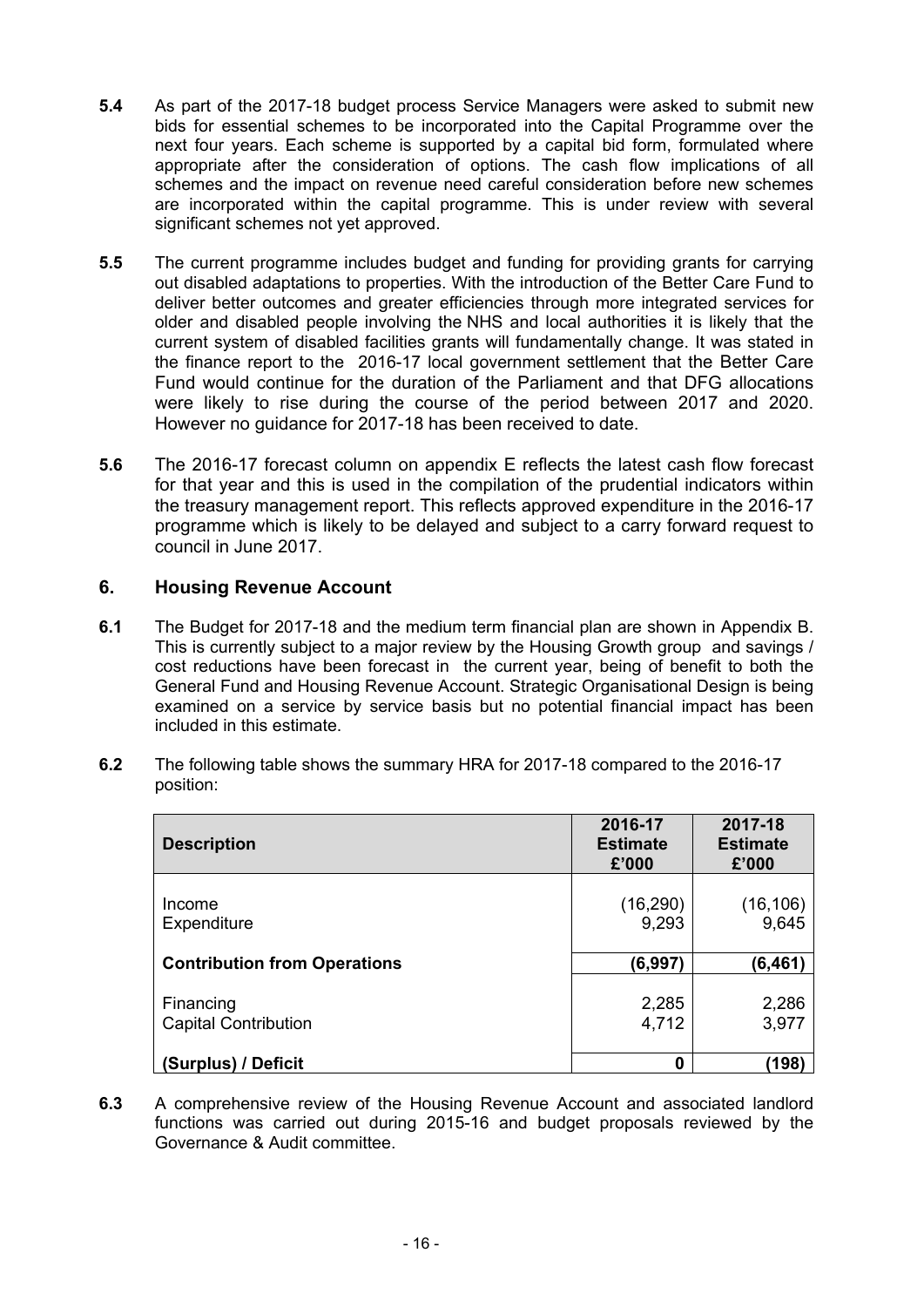**5.4** As part of the 2017-18 budget process Service Managers were asked to submit new bids for essential schemes to be incorporated into the Capital Programme over the next four years. Each scheme is supported by a capital bid form, formulated where appropriate after the consideration of options. The cash flow implications of all schemes and the impact on revenue need careful consideration before new schemes are incorporated within the capital programme. This is under review with several significant schemes not yet approved.

**5.5** The current programme includes budget and funding for providing grants for carrying out disabled adaptations to properties. With the introduction of the Better Care Fund to deliver better outcomes and greater efficiencies through more integrated services for older and disabled people involving the NHS and local authorities it is likely that the current system of disabled facilities grants will fundamentally change. It was stated in the finance report to the 2016-17 local government settlement that the Better Care Fund would continue for the duration of the Parliament and that DFG allocations were likely to rise during the course of the period between 2017 and 2020. However no guidance for 2017-18 has been received to date.

**5.6** The 2016-17 forecast column on appendix E reflects the latest cash flow forecast for that year and this is used in the compilation of the prudential indicators within the treasury management report. This reflects approved expenditure in the 2016-17 programme which is likely to be delayed and subject to a carry forward request to council in June 2017.

## 6. Housing Revenue Account

**6.1** The Budget for 2017-18 and the medium term financial plan are shown in Appendix B. This is currently subject to a major review by the Housing Growth group and savings / cost reductions have been forecast in the current year, being of benefit to both the General Fund and Housing Revenue Account. Strategic Organisational Design is being examined on a service by service basis but no potential financial impact has been included in this estimate.

**6.2** The following table shows the summary HRA for 2017-18 compared to the 2016-17 position:

| Description | 2016-17 Estimate £'000 | 2017-18 Estimate £'000 |
|---|---|---|
| Income | (16,290) | (16,106) |
| Expenditure | 9,293 | 9,645 |
| **Contribution from Operations** | **(6,997)** | **(6,461)** |
| Financing | 2,285 | 2,286 |
| Capital Contribution | 4,712 | 3,977 |
| **(Surplus) / Deficit** | **0** | **(198)** |

**6.3** A comprehensive review of the Housing Revenue Account and associated landlord functions was carried out during 2015-16 and budget proposals reviewed by the Governance & Audit committee.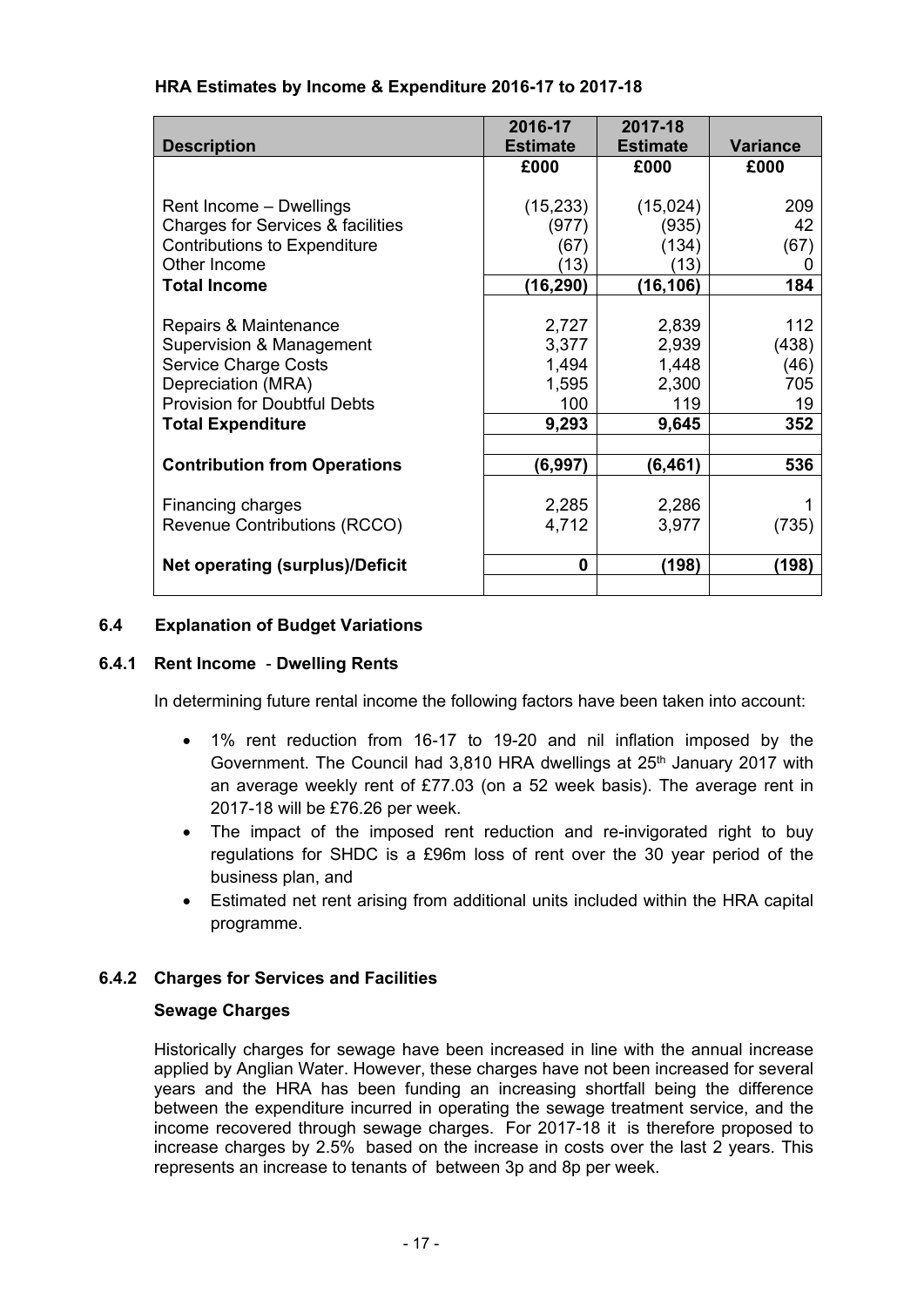**HRA Estimates by Income & Expenditure 2016-17 to 2017-18**

| Description | 2016-17 Estimate | 2017-18 Estimate | Variance |
|---|---|---|---|
| | £000 | £000 | £000 |
| Rent Income – Dwellings | (15,233) | (15,024) | 209 |
| Charges for Services & facilities | (977) | (935) | 42 |
| Contributions to Expenditure | (67) | (134) | (67) |
| Other Income | (13) | (13) | 0 |
| **Total Income** | **(16,290)** | **(16,106)** | **184** |
| Repairs & Maintenance | 2,727 | 2,839 | 112 |
| Supervision & Management | 3,377 | 2,939 | (438) |
| Service Charge Costs | 1,494 | 1,448 | (46) |
| Depreciation (MRA) | 1,595 | 2,300 | 705 |
| Provision for Doubtful Debts | 100 | 119 | 19 |
| **Total Expenditure** | **9,293** | **9,645** | **352** |
| **Contribution from Operations** | **(6,997)** | **(6,461)** | **536** |
| Financing charges | 2,285 | 2,286 | 1 |
| Revenue Contributions (RCCO) | 4,712 | 3,977 | (735) |
| **Net operating (surplus)/Deficit** | **0** | **(198)** | **(198)** |

### 6.4 Explanation of Budget Variations

#### 6.4.1 Rent Income - Dwelling Rents

In determining future rental income the following factors have been taken into account:

- 1% rent reduction from 16-17 to 19-20 and nil inflation imposed by the Government. The Council had 3,810 HRA dwellings at 25th January 2017 with an average weekly rent of £77.03 (on a 52 week basis). The average rent in 2017-18 will be £76.26 per week.
- The impact of the imposed rent reduction and re-invigorated right to buy regulations for SHDC is a £96m loss of rent over the 30 year period of the business plan, and
- Estimated net rent arising from additional units included within the HRA capital programme.

#### 6.4.2 Charges for Services and Facilities

**Sewage Charges**

Historically charges for sewage have been increased in line with the annual increase applied by Anglian Water. However, these charges have not been increased for several years and the HRA has been funding an increasing shortfall being the difference between the expenditure incurred in operating the sewage treatment service, and the income recovered through sewage charges. For 2017-18 it is therefore proposed to increase charges by 2.5% based on the increase in costs over the last 2 years. This represents an increase to tenants of between 3p and 8p per week.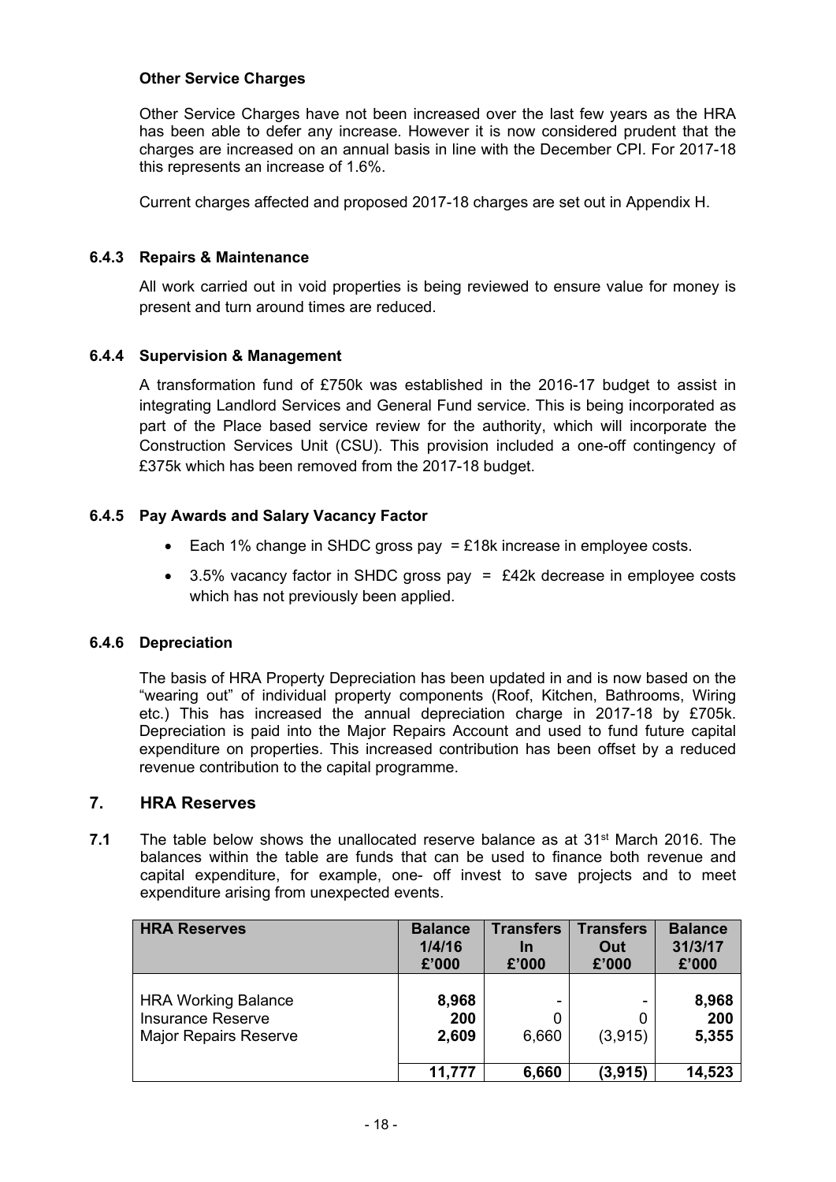**Other Service Charges**

Other Service Charges have not been increased over the last few years as the HRA has been able to defer any increase. However it is now considered prudent that the charges are increased on an annual basis in line with the December CPI. For 2017-18 this represents an increase of 1.6%.

Current charges affected and proposed 2017-18 charges are set out in Appendix H.

### 6.4.3 Repairs & Maintenance

All work carried out in void properties is being reviewed to ensure value for money is present and turn around times are reduced.

### 6.4.4 Supervision & Management

A transformation fund of £750k was established in the 2016-17 budget to assist in integrating Landlord Services and General Fund service. This is being incorporated as part of the Place based service review for the authority, which will incorporate the Construction Services Unit (CSU). This provision included a one-off contingency of £375k which has been removed from the 2017-18 budget.

### 6.4.5 Pay Awards and Salary Vacancy Factor

- Each 1% change in SHDC gross pay = £18k increase in employee costs.
- 3.5% vacancy factor in SHDC gross pay = £42k decrease in employee costs which has not previously been applied.

### 6.4.6 Depreciation

The basis of HRA Property Depreciation has been updated in and is now based on the "wearing out" of individual property components (Roof, Kitchen, Bathrooms, Wiring etc.) This has increased the annual depreciation charge in 2017-18 by £705k. Depreciation is paid into the Major Repairs Account and used to fund future capital expenditure on properties. This increased contribution has been offset by a reduced revenue contribution to the capital programme.

## 7. HRA Reserves

**7.1** The table below shows the unallocated reserve balance as at 31st March 2016. The balances within the table are funds that can be used to finance both revenue and capital expenditure, for example, one- off invest to save projects and to meet expenditure arising from unexpected events.

| HRA Reserves | Balance 1/4/16 £'000 | Transfers In £'000 | Transfers Out £'000 | Balance 31/3/17 £'000 |
|---|---|---|---|---|
| HRA Working Balance | **8,968** | - | - | **8,968** |
| Insurance Reserve | **200** | 0 | 0 | **200** |
| Major Repairs Reserve | **2,609** | 6,660 | (3,915) | **5,355** |
| | **11,777** | **6,660** | **(3,915)** | **14,523** |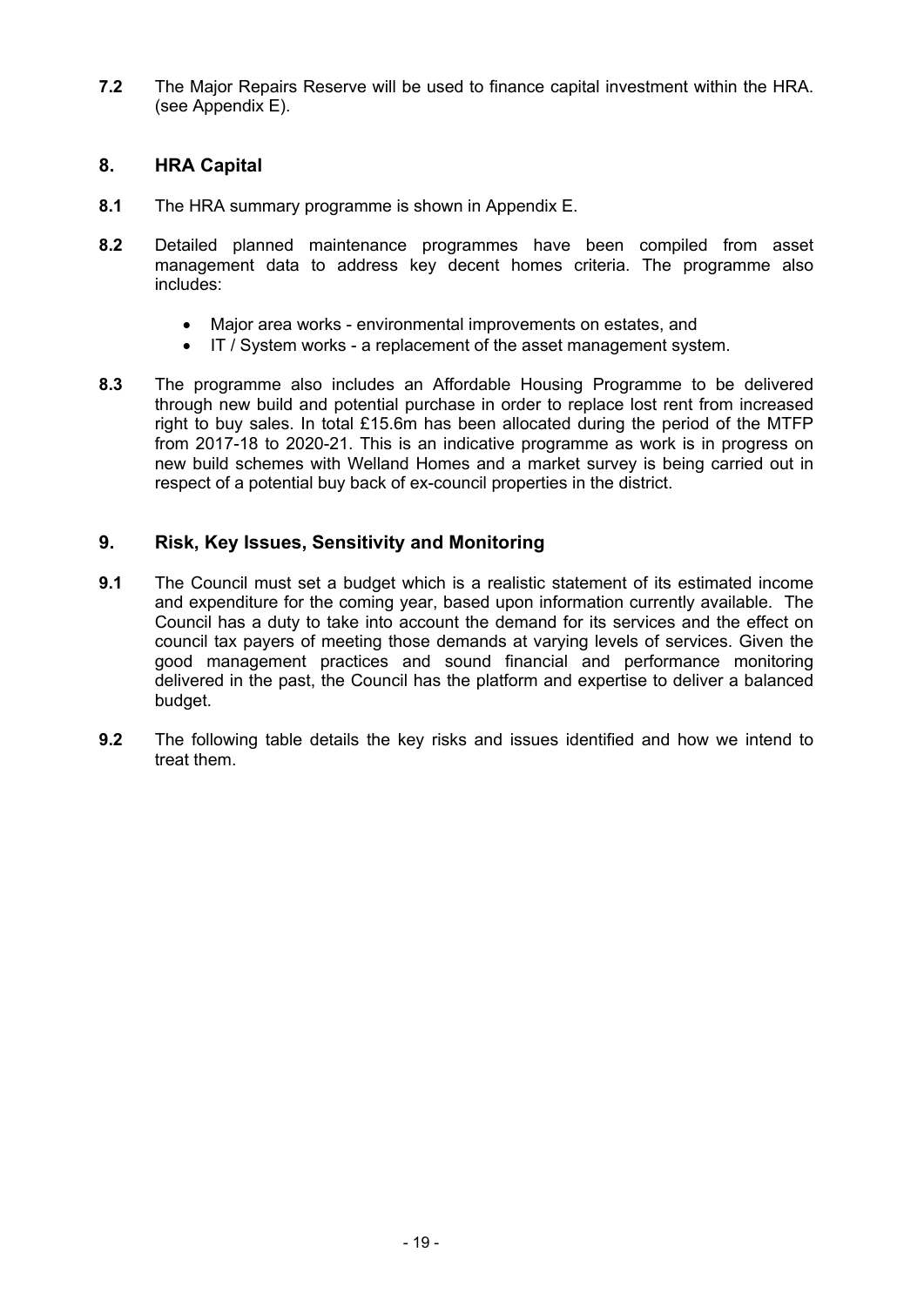**7.2** The Major Repairs Reserve will be used to finance capital investment within the HRA. (see Appendix E).

## 8. HRA Capital

**8.1** The HRA summary programme is shown in Appendix E.

**8.2** Detailed planned maintenance programmes have been compiled from asset management data to address key decent homes criteria. The programme also includes:

- Major area works - environmental improvements on estates, and
- IT / System works - a replacement of the asset management system.

**8.3** The programme also includes an Affordable Housing Programme to be delivered through new build and potential purchase in order to replace lost rent from increased right to buy sales. In total £15.6m has been allocated during the period of the MTFP from 2017-18 to 2020-21. This is an indicative programme as work is in progress on new build schemes with Welland Homes and a market survey is being carried out in respect of a potential buy back of ex-council properties in the district.

## 9. Risk, Key Issues, Sensitivity and Monitoring

**9.1** The Council must set a budget which is a realistic statement of its estimated income and expenditure for the coming year, based upon information currently available. The Council has a duty to take into account the demand for its services and the effect on council tax payers of meeting those demands at varying levels of services. Given the good management practices and sound financial and performance monitoring delivered in the past, the Council has the platform and expertise to deliver a balanced budget.

**9.2** The following table details the key risks and issues identified and how we intend to treat them.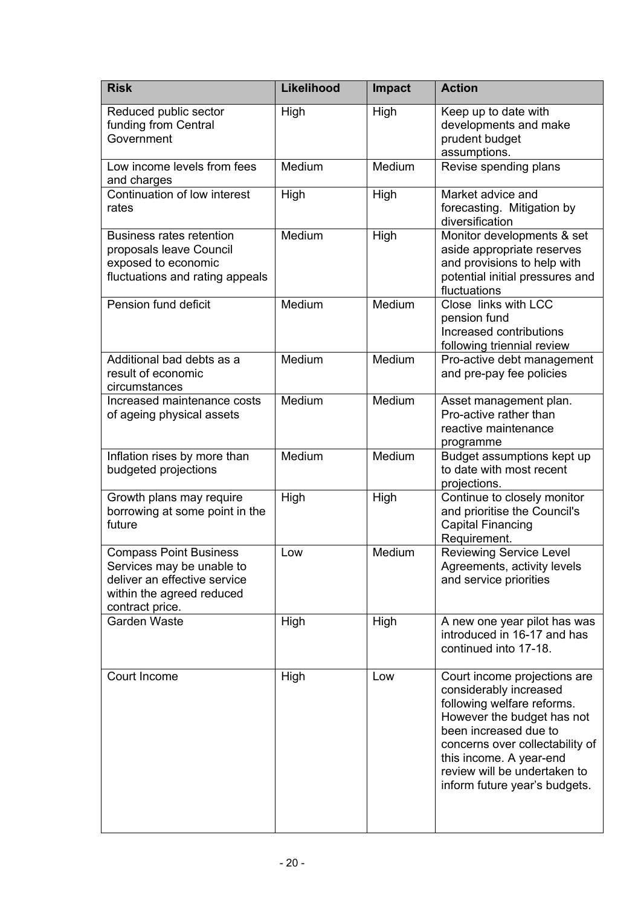| Risk | Likelihood | Impact | Action |
|---|---|---|---|
| Reduced public sector funding from Central Government | High | High | Keep up to date with developments and make prudent budget assumptions. |
| Low income levels from fees and charges | Medium | Medium | Revise spending plans |
| Continuation of low interest rates | High | High | Market advice and forecasting. Mitigation by diversification |
| Business rates retention proposals leave Council exposed to economic fluctuations and rating appeals | Medium | High | Monitor developments & set aside appropriate reserves and provisions to help with potential initial pressures and fluctuations |
| Pension fund deficit | Medium | Medium | Close links with LCC pension fund<br>Increased contributions following triennial review |
| Additional bad debts as a result of economic circumstances | Medium | Medium | Pro-active debt management and pre-pay fee policies |
| Increased maintenance costs of ageing physical assets | Medium | Medium | Asset management plan. Pro-active rather than reactive maintenance programme |
| Inflation rises by more than budgeted projections | Medium | Medium | Budget assumptions kept up to date with most recent projections. |
| Growth plans may require borrowing at some point in the future | High | High | Continue to closely monitor and prioritise the Council's Capital Financing Requirement. |
| Compass Point Business Services may be unable to deliver an effective service within the agreed reduced contract price. | Low | Medium | Reviewing Service Level Agreements, activity levels and service priorities |
| Garden Waste | High | High | A new one year pilot has was introduced in 16-17 and has continued into 17-18. |
| Court Income | High | Low | Court income projections are considerably increased following welfare reforms. However the budget has not been increased due to concerns over collectability of this income. A year-end review will be undertaken to inform future year's budgets. |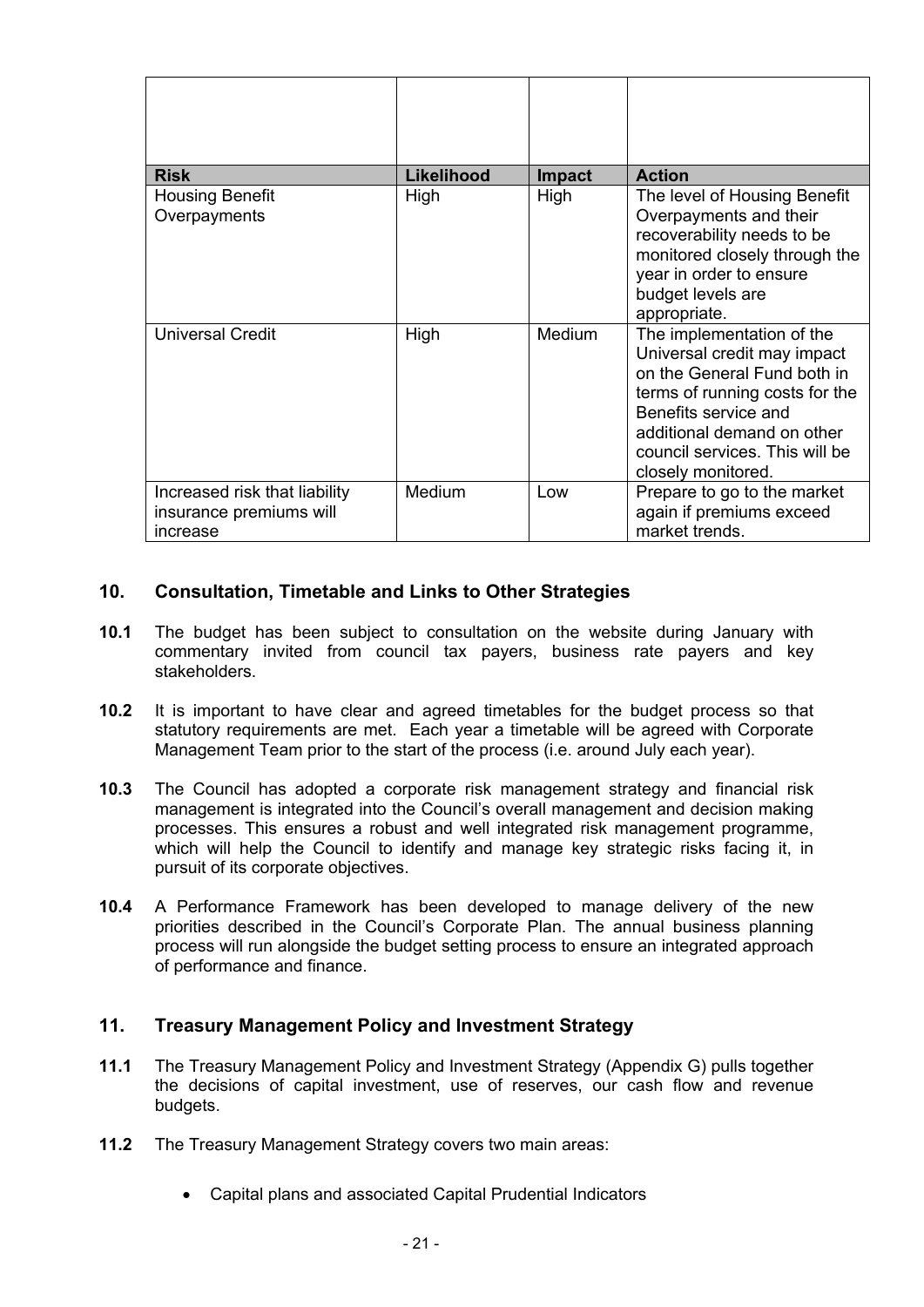| Risk | Likelihood | Impact | Action |
|---|---|---|---|
| Housing Benefit Overpayments | High | High | The level of Housing Benefit Overpayments and their recoverability needs to be monitored closely through the year in order to ensure budget levels are appropriate. |
| Universal Credit | High | Medium | The implementation of the Universal credit may impact on the General Fund both in terms of running costs for the Benefits service and additional demand on other council services. This will be closely monitored. |
| Increased risk that liability insurance premiums will increase | Medium | Low | Prepare to go to the market again if premiums exceed market trends. |

## 10. Consultation, Timetable and Links to Other Strategies

**10.1** The budget has been subject to consultation on the website during January with commentary invited from council tax payers, business rate payers and key stakeholders.

**10.2** It is important to have clear and agreed timetables for the budget process so that statutory requirements are met. Each year a timetable will be agreed with Corporate Management Team prior to the start of the process (i.e. around July each year).

**10.3** The Council has adopted a corporate risk management strategy and financial risk management is integrated into the Council's overall management and decision making processes. This ensures a robust and well integrated risk management programme, which will help the Council to identify and manage key strategic risks facing it, in pursuit of its corporate objectives.

**10.4** A Performance Framework has been developed to manage delivery of the new priorities described in the Council's Corporate Plan. The annual business planning process will run alongside the budget setting process to ensure an integrated approach of performance and finance.

## 11. Treasury Management Policy and Investment Strategy

**11.1** The Treasury Management Policy and Investment Strategy (Appendix G) pulls together the decisions of capital investment, use of reserves, our cash flow and revenue budgets.

**11.2** The Treasury Management Strategy covers two main areas:

- Capital plans and associated Capital Prudential Indicators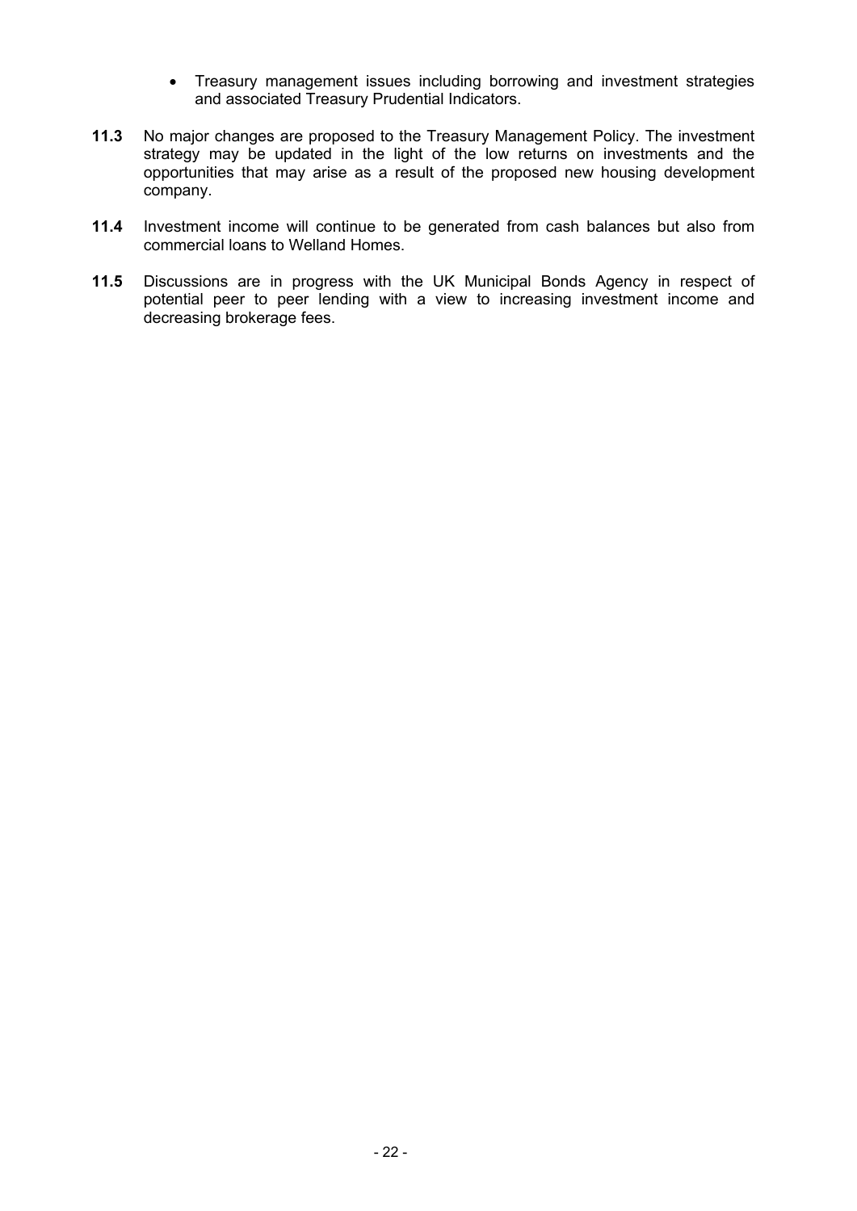- Treasury management issues including borrowing and investment strategies and associated Treasury Prudential Indicators.

**11.3** No major changes are proposed to the Treasury Management Policy. The investment strategy may be updated in the light of the low returns on investments and the opportunities that may arise as a result of the proposed new housing development company.

**11.4** Investment income will continue to be generated from cash balances but also from commercial loans to Welland Homes.

**11.5** Discussions are in progress with the UK Municipal Bonds Agency in respect of potential peer to peer lending with a view to increasing investment income and decreasing brokerage fees.